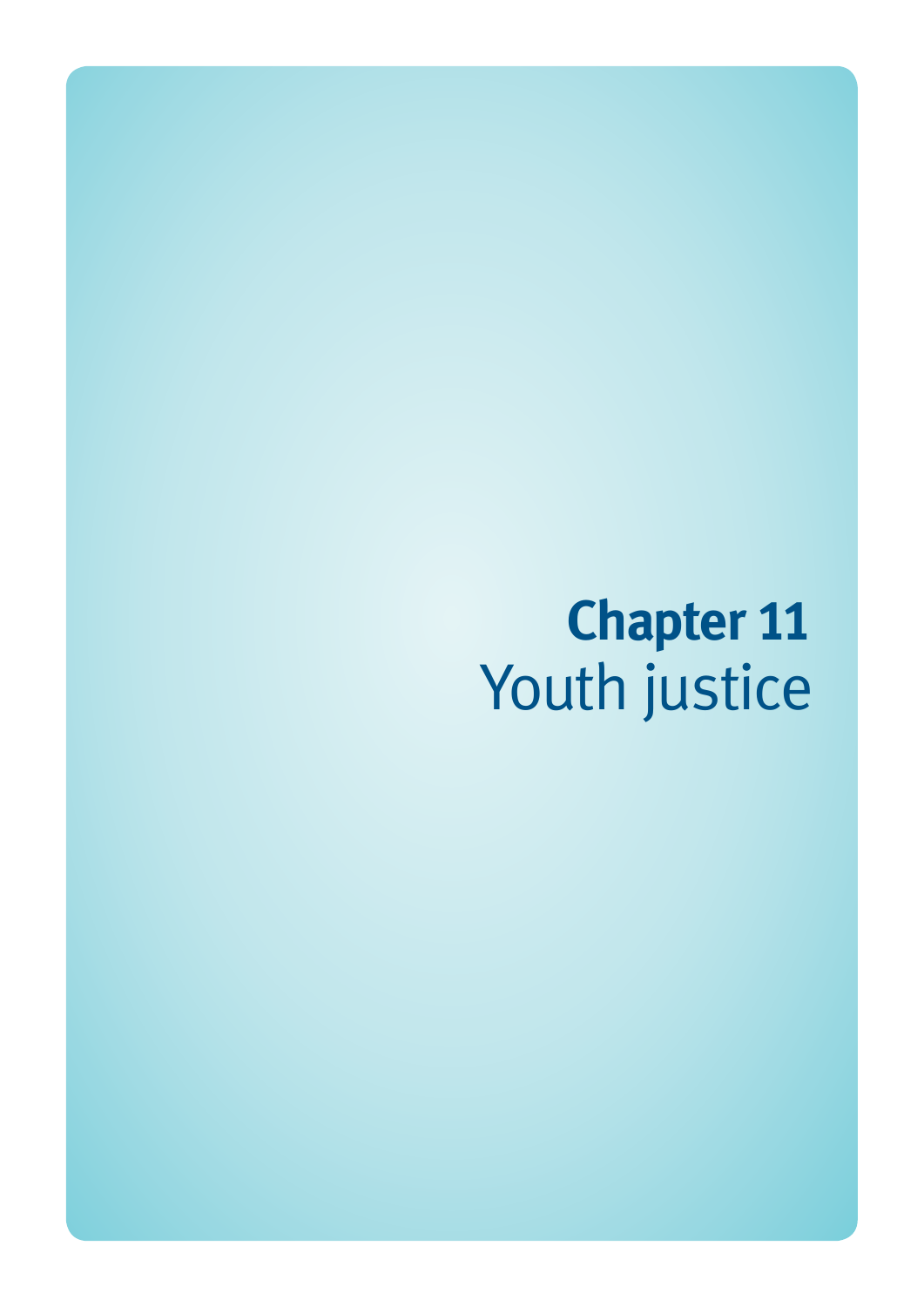# Chapter 11
Youth justice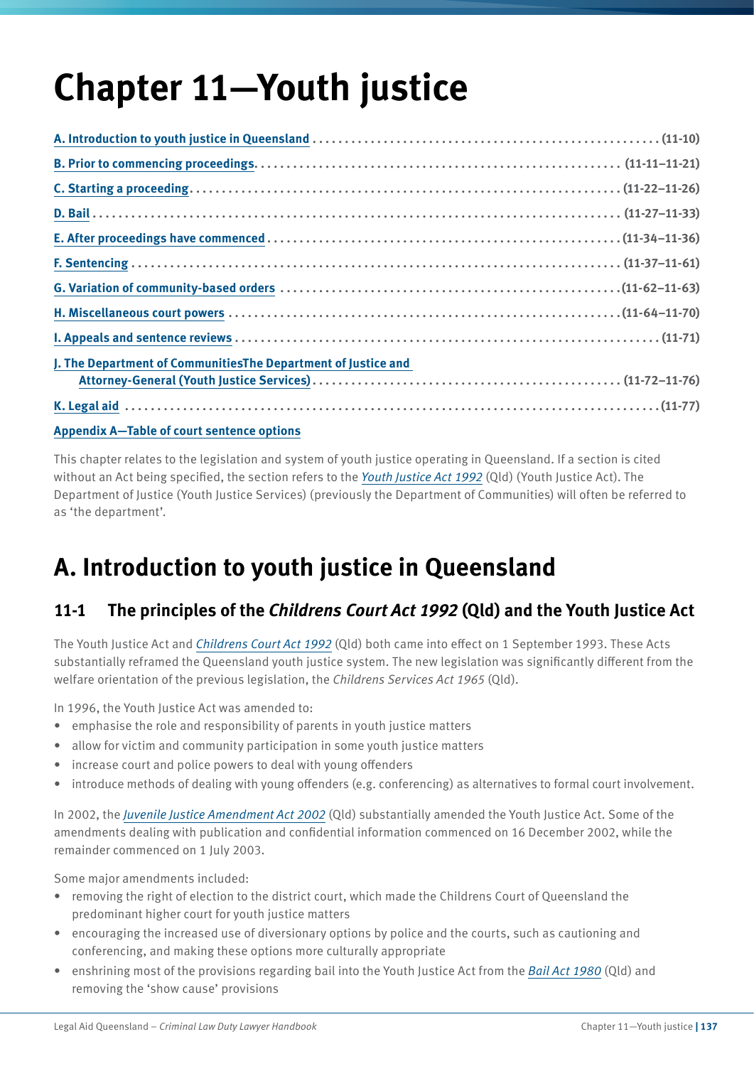# Chapter 11—Youth justice

A. Introduction to youth justice in Queensland ........................................................ (11-10)

B. Prior to commencing proceedings........................................................ (11-11–11-21)

C. Starting a proceeding........................................................ (11-22–11-26)

D. Bail ........................................................ (11-27–11-33)

E. After proceedings have commenced ........................................................ (11-34–11-36)

F. Sentencing ........................................................ (11-37–11-61)

G. Variation of community-based orders ........................................................ (11-62–11-63)

H. Miscellaneous court powers ........................................................ (11-64–11-70)

I. Appeals and sentence reviews ........................................................ (11-71)

J. The Department of CommunitiesThe Department of Justice and Attorney-General (Youth Justice Services) ........................................................ (11-72–11-76)

K. Legal aid ........................................................ (11-77)

Appendix A—Table of court sentence options

This chapter relates to the legislation and system of youth justice operating in Queensland. If a section is cited without an Act being specified, the section refers to the *Youth Justice Act 1992* (Qld) (Youth Justice Act). The Department of Justice (Youth Justice Services) (previously the Department of Communities) will often be referred to as 'the department'.

## A. Introduction to youth justice in Queensland

### 11-1 The principles of the *Childrens Court Act 1992* (Qld) and the Youth Justice Act

The Youth Justice Act and *Childrens Court Act 1992* (Qld) both came into effect on 1 September 1993. These Acts substantially reframed the Queensland youth justice system. The new legislation was significantly different from the welfare orientation of the previous legislation, the *Childrens Services Act 1965* (Qld).

In 1996, the Youth Justice Act was amended to:

- emphasise the role and responsibility of parents in youth justice matters
- allow for victim and community participation in some youth justice matters
- increase court and police powers to deal with young offenders
- introduce methods of dealing with young offenders (e.g. conferencing) as alternatives to formal court involvement.

In 2002, the *Juvenile Justice Amendment Act 2002* (Qld) substantially amended the Youth Justice Act. Some of the amendments dealing with publication and confidential information commenced on 16 December 2002, while the remainder commenced on 1 July 2003.

Some major amendments included:

- removing the right of election to the district court, which made the Childrens Court of Queensland the predominant higher court for youth justice matters
- encouraging the increased use of diversionary options by police and the courts, such as cautioning and conferencing, and making these options more culturally appropriate
- enshrining most of the provisions regarding bail into the Youth Justice Act from the *Bail Act 1980* (Qld) and removing the 'show cause' provisions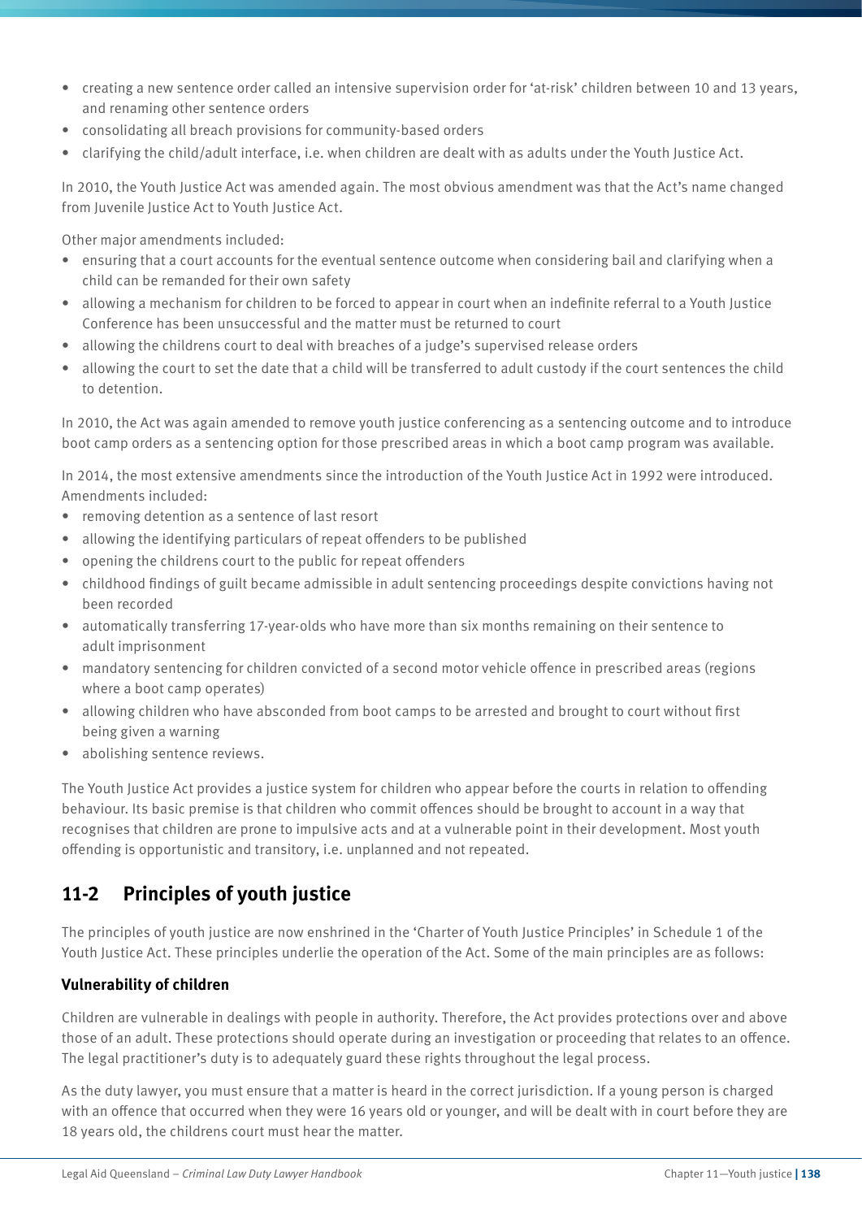- creating a new sentence order called an intensive supervision order for 'at-risk' children between 10 and 13 years, and renaming other sentence orders
- consolidating all breach provisions for community-based orders
- clarifying the child/adult interface, i.e. when children are dealt with as adults under the Youth Justice Act.

In 2010, the Youth Justice Act was amended again. The most obvious amendment was that the Act's name changed from Juvenile Justice Act to Youth Justice Act.

Other major amendments included:

- ensuring that a court accounts for the eventual sentence outcome when considering bail and clarifying when a child can be remanded for their own safety
- allowing a mechanism for children to be forced to appear in court when an indefinite referral to a Youth Justice Conference has been unsuccessful and the matter must be returned to court
- allowing the childrens court to deal with breaches of a judge's supervised release orders
- allowing the court to set the date that a child will be transferred to adult custody if the court sentences the child to detention.

In 2010, the Act was again amended to remove youth justice conferencing as a sentencing outcome and to introduce boot camp orders as a sentencing option for those prescribed areas in which a boot camp program was available.

In 2014, the most extensive amendments since the introduction of the Youth Justice Act in 1992 were introduced. Amendments included:

- removing detention as a sentence of last resort
- allowing the identifying particulars of repeat offenders to be published
- opening the childrens court to the public for repeat offenders
- childhood findings of guilt became admissible in adult sentencing proceedings despite convictions having not been recorded
- automatically transferring 17-year-olds who have more than six months remaining on their sentence to adult imprisonment
- mandatory sentencing for children convicted of a second motor vehicle offence in prescribed areas (regions where a boot camp operates)
- allowing children who have absconded from boot camps to be arrested and brought to court without first being given a warning
- abolishing sentence reviews.

The Youth Justice Act provides a justice system for children who appear before the courts in relation to offending behaviour. Its basic premise is that children who commit offences should be brought to account in a way that recognises that children are prone to impulsive acts and at a vulnerable point in their development. Most youth offending is opportunistic and transitory, i.e. unplanned and not repeated.

## 11-2 Principles of youth justice

The principles of youth justice are now enshrined in the 'Charter of Youth Justice Principles' in Schedule 1 of the Youth Justice Act. These principles underlie the operation of the Act. Some of the main principles are as follows:

### Vulnerability of children

Children are vulnerable in dealings with people in authority. Therefore, the Act provides protections over and above those of an adult. These protections should operate during an investigation or proceeding that relates to an offence. The legal practitioner's duty is to adequately guard these rights throughout the legal process.

As the duty lawyer, you must ensure that a matter is heard in the correct jurisdiction. If a young person is charged with an offence that occurred when they were 16 years old or younger, and will be dealt with in court before they are 18 years old, the childrens court must hear the matter.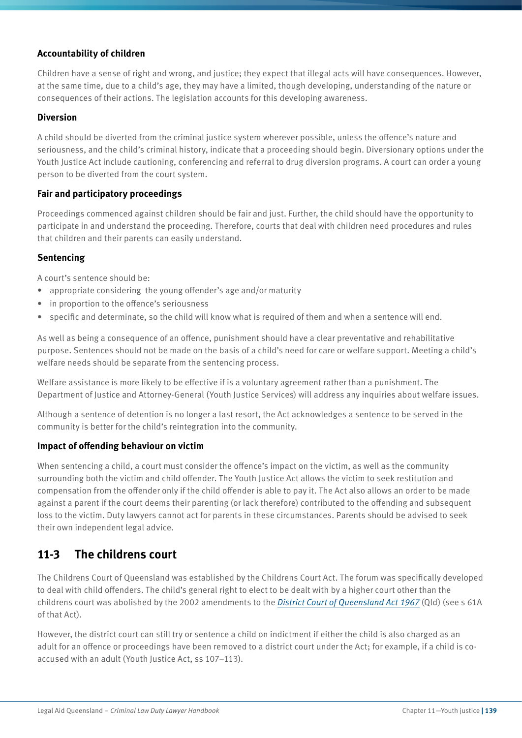### Accountability of children

Children have a sense of right and wrong, and justice; they expect that illegal acts will have consequences. However, at the same time, due to a child's age, they may have a limited, though developing, understanding of the nature or consequences of their actions. The legislation accounts for this developing awareness.

### Diversion

A child should be diverted from the criminal justice system wherever possible, unless the offence's nature and seriousness, and the child's criminal history, indicate that a proceeding should begin. Diversionary options under the Youth Justice Act include cautioning, conferencing and referral to drug diversion programs. A court can order a young person to be diverted from the court system.

### Fair and participatory proceedings

Proceedings commenced against children should be fair and just. Further, the child should have the opportunity to participate in and understand the proceeding. Therefore, courts that deal with children need procedures and rules that children and their parents can easily understand.

### Sentencing

A court's sentence should be:

- appropriate considering the young offender's age and/or maturity
- in proportion to the offence's seriousness
- specific and determinate, so the child will know what is required of them and when a sentence will end.

As well as being a consequence of an offence, punishment should have a clear preventative and rehabilitative purpose. Sentences should not be made on the basis of a child's need for care or welfare support. Meeting a child's welfare needs should be separate from the sentencing process.

Welfare assistance is more likely to be effective if is a voluntary agreement rather than a punishment. The Department of Justice and Attorney-General (Youth Justice Services) will address any inquiries about welfare issues.

Although a sentence of detention is no longer a last resort, the Act acknowledges a sentence to be served in the community is better for the child's reintegration into the community.

### Impact of offending behaviour on victim

When sentencing a child, a court must consider the offence's impact on the victim, as well as the community surrounding both the victim and child offender. The Youth Justice Act allows the victim to seek restitution and compensation from the offender only if the child offender is able to pay it. The Act also allows an order to be made against a parent if the court deems their parenting (or lack therefore) contributed to the offending and subsequent loss to the victim. Duty lawyers cannot act for parents in these circumstances. Parents should be advised to seek their own independent legal advice.

## 11-3 The childrens court

The Childrens Court of Queensland was established by the Childrens Court Act. The forum was specifically developed to deal with child offenders. The child's general right to elect to be dealt with by a higher court other than the childrens court was abolished by the 2002 amendments to the *District Court of Queensland Act 1967* (Qld) (see s 61A of that Act).

However, the district court can still try or sentence a child on indictment if either the child is also charged as an adult for an offence or proceedings have been removed to a district court under the Act; for example, if a child is co-accused with an adult (Youth Justice Act, ss 107–113).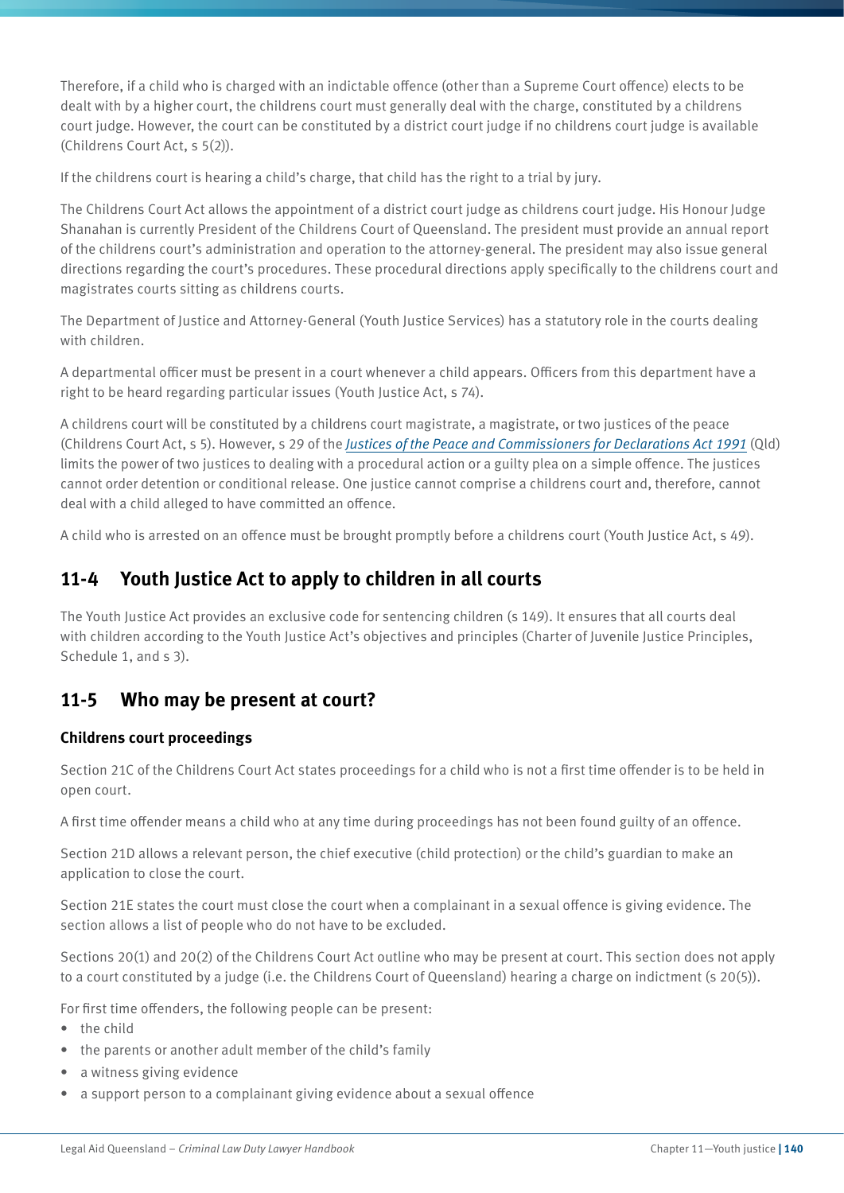Therefore, if a child who is charged with an indictable offence (other than a Supreme Court offence) elects to be dealt with by a higher court, the childrens court must generally deal with the charge, constituted by a childrens court judge. However, the court can be constituted by a district court judge if no childrens court judge is available (Childrens Court Act, s 5(2)).

If the childrens court is hearing a child's charge, that child has the right to a trial by jury.

The Childrens Court Act allows the appointment of a district court judge as childrens court judge. His Honour Judge Shanahan is currently President of the Childrens Court of Queensland. The president must provide an annual report of the childrens court's administration and operation to the attorney-general. The president may also issue general directions regarding the court's procedures. These procedural directions apply specifically to the childrens court and magistrates courts sitting as childrens courts.

The Department of Justice and Attorney-General (Youth Justice Services) has a statutory role in the courts dealing with children.

A departmental officer must be present in a court whenever a child appears. Officers from this department have a right to be heard regarding particular issues (Youth Justice Act, s 74).

A childrens court will be constituted by a childrens court magistrate, a magistrate, or two justices of the peace (Childrens Court Act, s 5). However, s 29 of the *Justices of the Peace and Commissioners for Declarations Act 1991* (Qld) limits the power of two justices to dealing with a procedural action or a guilty plea on a simple offence. The justices cannot order detention or conditional release. One justice cannot comprise a childrens court and, therefore, cannot deal with a child alleged to have committed an offence.

A child who is arrested on an offence must be brought promptly before a childrens court (Youth Justice Act, s 49).

## 11-4 Youth Justice Act to apply to children in all courts

The Youth Justice Act provides an exclusive code for sentencing children (s 149). It ensures that all courts deal with children according to the Youth Justice Act's objectives and principles (Charter of Juvenile Justice Principles, Schedule 1, and s 3).

## 11-5 Who may be present at court?

### Childrens court proceedings

Section 21C of the Childrens Court Act states proceedings for a child who is not a first time offender is to be held in open court.

A first time offender means a child who at any time during proceedings has not been found guilty of an offence.

Section 21D allows a relevant person, the chief executive (child protection) or the child's guardian to make an application to close the court.

Section 21E states the court must close the court when a complainant in a sexual offence is giving evidence. The section allows a list of people who do not have to be excluded.

Sections 20(1) and 20(2) of the Childrens Court Act outline who may be present at court. This section does not apply to a court constituted by a judge (i.e. the Childrens Court of Queensland) hearing a charge on indictment (s 20(5)).

For first time offenders, the following people can be present:

- the child
- the parents or another adult member of the child's family
- a witness giving evidence
- a support person to a complainant giving evidence about a sexual offence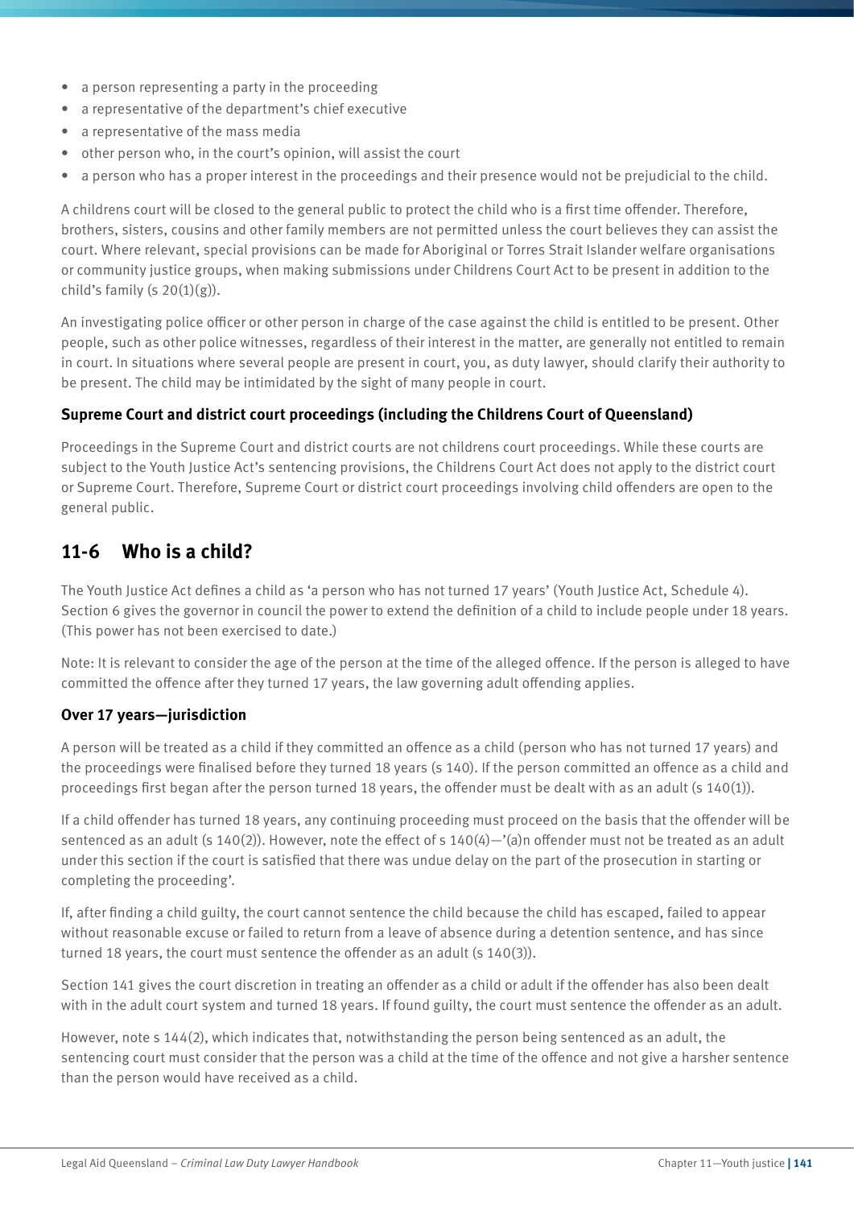- a person representing a party in the proceeding
- a representative of the department's chief executive
- a representative of the mass media
- other person who, in the court's opinion, will assist the court
- a person who has a proper interest in the proceedings and their presence would not be prejudicial to the child.

A childrens court will be closed to the general public to protect the child who is a first time offender. Therefore, brothers, sisters, cousins and other family members are not permitted unless the court believes they can assist the court. Where relevant, special provisions can be made for Aboriginal or Torres Strait Islander welfare organisations or community justice groups, when making submissions under Childrens Court Act to be present in addition to the child's family (s 20(1)(g)).

An investigating police officer or other person in charge of the case against the child is entitled to be present. Other people, such as other police witnesses, regardless of their interest in the matter, are generally not entitled to remain in court. In situations where several people are present in court, you, as duty lawyer, should clarify their authority to be present. The child may be intimidated by the sight of many people in court.

### Supreme Court and district court proceedings (including the Childrens Court of Queensland)

Proceedings in the Supreme Court and district courts are not childrens court proceedings. While these courts are subject to the Youth Justice Act's sentencing provisions, the Childrens Court Act does not apply to the district court or Supreme Court. Therefore, Supreme Court or district court proceedings involving child offenders are open to the general public.

## 11-6 Who is a child?

The Youth Justice Act defines a child as 'a person who has not turned 17 years' (Youth Justice Act, Schedule 4). Section 6 gives the governor in council the power to extend the definition of a child to include people under 18 years. (This power has not been exercised to date.)

Note: It is relevant to consider the age of the person at the time of the alleged offence. If the person is alleged to have committed the offence after they turned 17 years, the law governing adult offending applies.

### Over 17 years—jurisdiction

A person will be treated as a child if they committed an offence as a child (person who has not turned 17 years) and the proceedings were finalised before they turned 18 years (s 140). If the person committed an offence as a child and proceedings first began after the person turned 18 years, the offender must be dealt with as an adult (s 140(1)).

If a child offender has turned 18 years, any continuing proceeding must proceed on the basis that the offender will be sentenced as an adult (s 140(2)). However, note the effect of s 140(4)—'(a)n offender must not be treated as an adult under this section if the court is satisfied that there was undue delay on the part of the prosecution in starting or completing the proceeding'.

If, after finding a child guilty, the court cannot sentence the child because the child has escaped, failed to appear without reasonable excuse or failed to return from a leave of absence during a detention sentence, and has since turned 18 years, the court must sentence the offender as an adult (s 140(3)).

Section 141 gives the court discretion in treating an offender as a child or adult if the offender has also been dealt with in the adult court system and turned 18 years. If found guilty, the court must sentence the offender as an adult.

However, note s 144(2), which indicates that, notwithstanding the person being sentenced as an adult, the sentencing court must consider that the person was a child at the time of the offence and not give a harsher sentence than the person would have received as a child.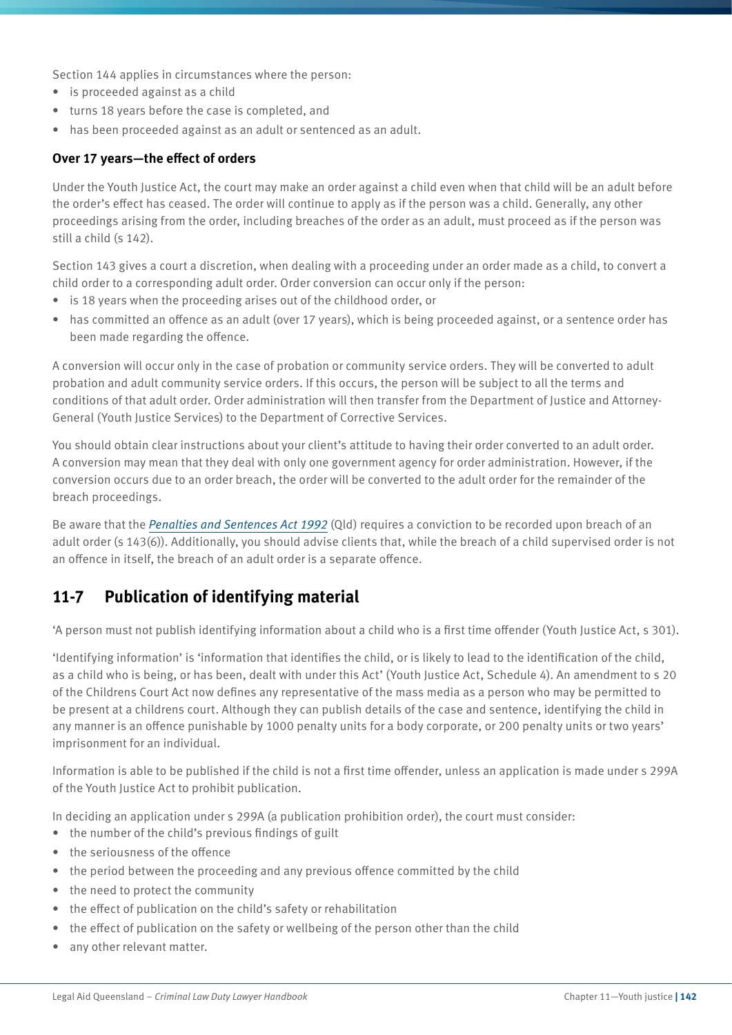Section 144 applies in circumstances where the person:

- is proceeded against as a child
- turns 18 years before the case is completed, and
- has been proceeded against as an adult or sentenced as an adult.

**Over 17 years—the effect of orders**

Under the Youth Justice Act, the court may make an order against a child even when that child will be an adult before the order's effect has ceased. The order will continue to apply as if the person was a child. Generally, any other proceedings arising from the order, including breaches of the order as an adult, must proceed as if the person was still a child (s 142).

Section 143 gives a court a discretion, when dealing with a proceeding under an order made as a child, to convert a child order to a corresponding adult order. Order conversion can occur only if the person:

- is 18 years when the proceeding arises out of the childhood order, or
- has committed an offence as an adult (over 17 years), which is being proceeded against, or a sentence order has been made regarding the offence.

A conversion will occur only in the case of probation or community service orders. They will be converted to adult probation and adult community service orders. If this occurs, the person will be subject to all the terms and conditions of that adult order. Order administration will then transfer from the Department of Justice and Attorney-General (Youth Justice Services) to the Department of Corrective Services.

You should obtain clear instructions about your client's attitude to having their order converted to an adult order. A conversion may mean that they deal with only one government agency for order administration. However, if the conversion occurs due to an order breach, the order will be converted to the adult order for the remainder of the breach proceedings.

Be aware that the *Penalties and Sentences Act 1992* (Qld) requires a conviction to be recorded upon breach of an adult order (s 143(6)). Additionally, you should advise clients that, while the breach of a child supervised order is not an offence in itself, the breach of an adult order is a separate offence.

## 11-7 Publication of identifying material

'A person must not publish identifying information about a child who is a first time offender (Youth Justice Act, s 301).

'Identifying information' is 'information that identifies the child, or is likely to lead to the identification of the child, as a child who is being, or has been, dealt with under this Act' (Youth Justice Act, Schedule 4). An amendment to s 20 of the Childrens Court Act now defines any representative of the mass media as a person who may be permitted to be present at a childrens court. Although they can publish details of the case and sentence, identifying the child in any manner is an offence punishable by 1000 penalty units for a body corporate, or 200 penalty units or two years' imprisonment for an individual.

Information is able to be published if the child is not a first time offender, unless an application is made under s 299A of the Youth Justice Act to prohibit publication.

In deciding an application under s 299A (a publication prohibition order), the court must consider:

- the number of the child's previous findings of guilt
- the seriousness of the offence
- the period between the proceeding and any previous offence committed by the child
- the need to protect the community
- the effect of publication on the child's safety or rehabilitation
- the effect of publication on the safety or wellbeing of the person other than the child
- any other relevant matter.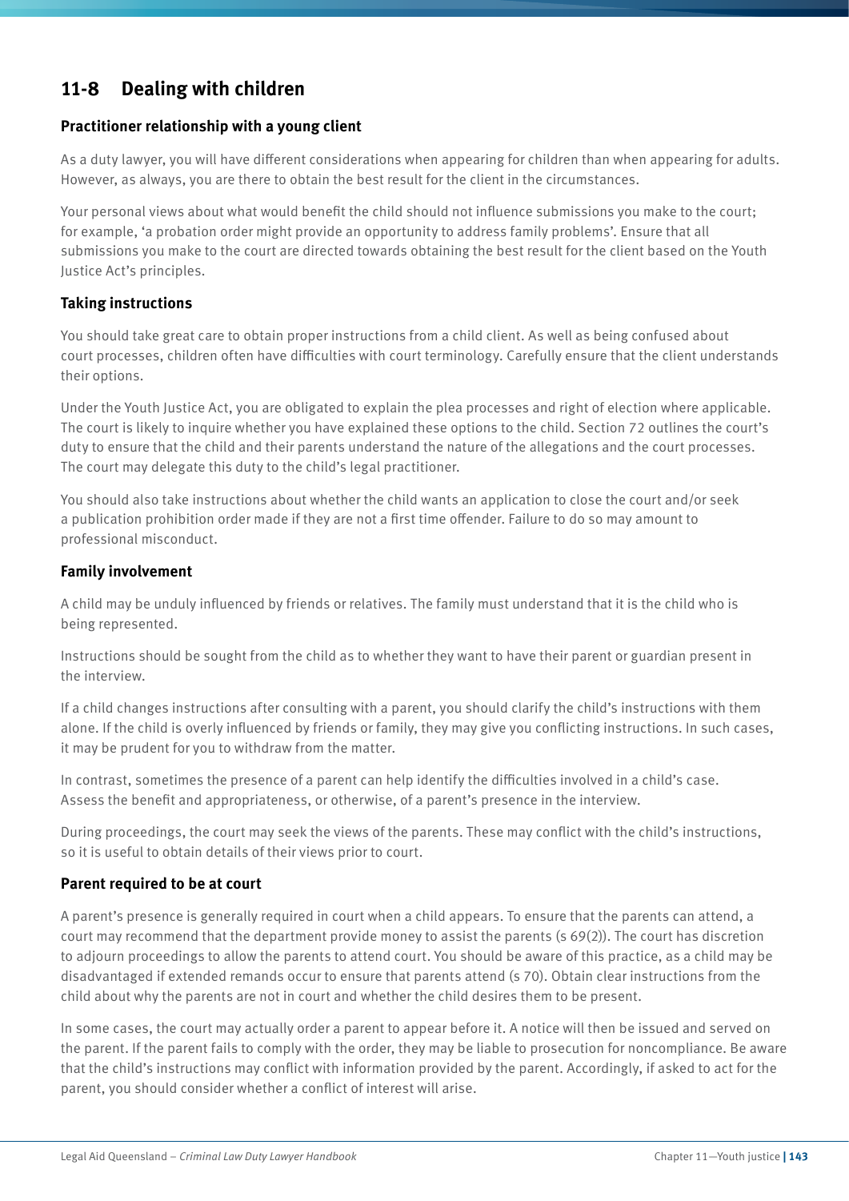## 11-8 Dealing with children

### Practitioner relationship with a young client

As a duty lawyer, you will have different considerations when appearing for children than when appearing for adults. However, as always, you are there to obtain the best result for the client in the circumstances.

Your personal views about what would benefit the child should not influence submissions you make to the court; for example, 'a probation order might provide an opportunity to address family problems'. Ensure that all submissions you make to the court are directed towards obtaining the best result for the client based on the Youth Justice Act's principles.

### Taking instructions

You should take great care to obtain proper instructions from a child client. As well as being confused about court processes, children often have difficulties with court terminology. Carefully ensure that the client understands their options.

Under the Youth Justice Act, you are obligated to explain the plea processes and right of election where applicable. The court is likely to inquire whether you have explained these options to the child. Section 72 outlines the court's duty to ensure that the child and their parents understand the nature of the allegations and the court processes. The court may delegate this duty to the child's legal practitioner.

You should also take instructions about whether the child wants an application to close the court and/or seek a publication prohibition order made if they are not a first time offender. Failure to do so may amount to professional misconduct.

### Family involvement

A child may be unduly influenced by friends or relatives. The family must understand that it is the child who is being represented.

Instructions should be sought from the child as to whether they want to have their parent or guardian present in the interview.

If a child changes instructions after consulting with a parent, you should clarify the child's instructions with them alone. If the child is overly influenced by friends or family, they may give you conflicting instructions. In such cases, it may be prudent for you to withdraw from the matter.

In contrast, sometimes the presence of a parent can help identify the difficulties involved in a child's case. Assess the benefit and appropriateness, or otherwise, of a parent's presence in the interview.

During proceedings, the court may seek the views of the parents. These may conflict with the child's instructions, so it is useful to obtain details of their views prior to court.

### Parent required to be at court

A parent's presence is generally required in court when a child appears. To ensure that the parents can attend, a court may recommend that the department provide money to assist the parents (s 69(2)). The court has discretion to adjourn proceedings to allow the parents to attend court. You should be aware of this practice, as a child may be disadvantaged if extended remands occur to ensure that parents attend (s 70). Obtain clear instructions from the child about why the parents are not in court and whether the child desires them to be present.

In some cases, the court may actually order a parent to appear before it. A notice will then be issued and served on the parent. If the parent fails to comply with the order, they may be liable to prosecution for noncompliance. Be aware that the child's instructions may conflict with information provided by the parent. Accordingly, if asked to act for the parent, you should consider whether a conflict of interest will arise.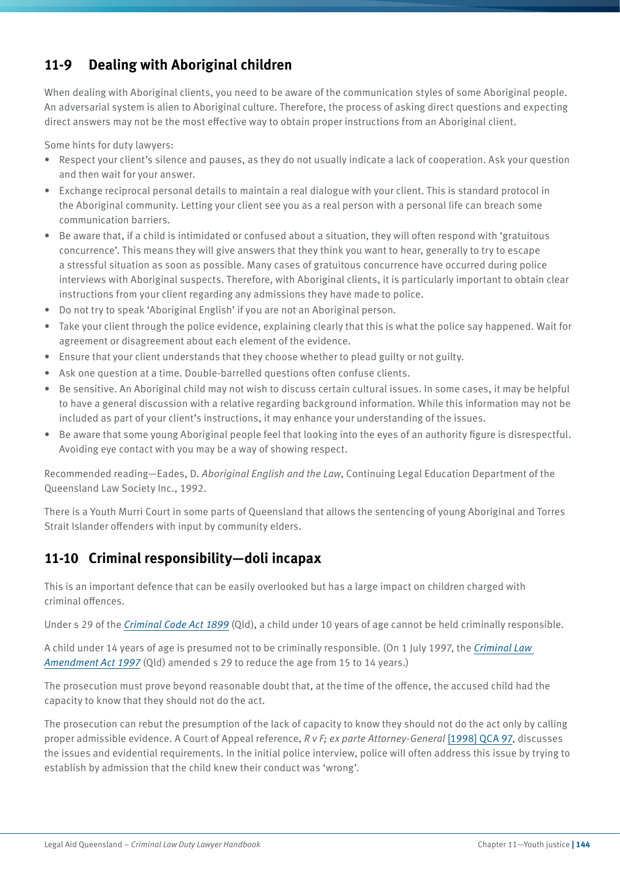## 11-9 Dealing with Aboriginal children

When dealing with Aboriginal clients, you need to be aware of the communication styles of some Aboriginal people. An adversarial system is alien to Aboriginal culture. Therefore, the process of asking direct questions and expecting direct answers may not be the most effective way to obtain proper instructions from an Aboriginal client.

Some hints for duty lawyers:

- Respect your client's silence and pauses, as they do not usually indicate a lack of cooperation. Ask your question and then wait for your answer.
- Exchange reciprocal personal details to maintain a real dialogue with your client. This is standard protocol in the Aboriginal community. Letting your client see you as a real person with a personal life can breach some communication barriers.
- Be aware that, if a child is intimidated or confused about a situation, they will often respond with 'gratuitous concurrence'. This means they will give answers that they think you want to hear, generally to try to escape a stressful situation as soon as possible. Many cases of gratuitous concurrence have occurred during police interviews with Aboriginal suspects. Therefore, with Aboriginal clients, it is particularly important to obtain clear instructions from your client regarding any admissions they have made to police.
- Do not try to speak 'Aboriginal English' if you are not an Aboriginal person.
- Take your client through the police evidence, explaining clearly that this is what the police say happened. Wait for agreement or disagreement about each element of the evidence.
- Ensure that your client understands that they choose whether to plead guilty or not guilty.
- Ask one question at a time. Double-barrelled questions often confuse clients.
- Be sensitive. An Aboriginal child may not wish to discuss certain cultural issues. In some cases, it may be helpful to have a general discussion with a relative regarding background information. While this information may not be included as part of your client's instructions, it may enhance your understanding of the issues.
- Be aware that some young Aboriginal people feel that looking into the eyes of an authority figure is disrespectful. Avoiding eye contact with you may be a way of showing respect.

Recommended reading—Eades, D. *Aboriginal English and the Law*, Continuing Legal Education Department of the Queensland Law Society Inc., 1992.

There is a Youth Murri Court in some parts of Queensland that allows the sentencing of young Aboriginal and Torres Strait Islander offenders with input by community elders.

## 11-10 Criminal responsibility—doli incapax

This is an important defence that can be easily overlooked but has a large impact on children charged with criminal offences.

Under s 29 of the *Criminal Code Act 1899* (Qld), a child under 10 years of age cannot be held criminally responsible.

A child under 14 years of age is presumed not to be criminally responsible. (On 1 July 1997, the *Criminal Law Amendment Act 1997* (Qld) amended s 29 to reduce the age from 15 to 14 years.)

The prosecution must prove beyond reasonable doubt that, at the time of the offence, the accused child had the capacity to know that they should not do the act.

The prosecution can rebut the presumption of the lack of capacity to know they should not do the act only by calling proper admissible evidence. A Court of Appeal reference, *R v F; ex parte Attorney-General* [1998] QCA 97, discusses the issues and evidential requirements. In the initial police interview, police will often address this issue by trying to establish by admission that the child knew their conduct was 'wrong'.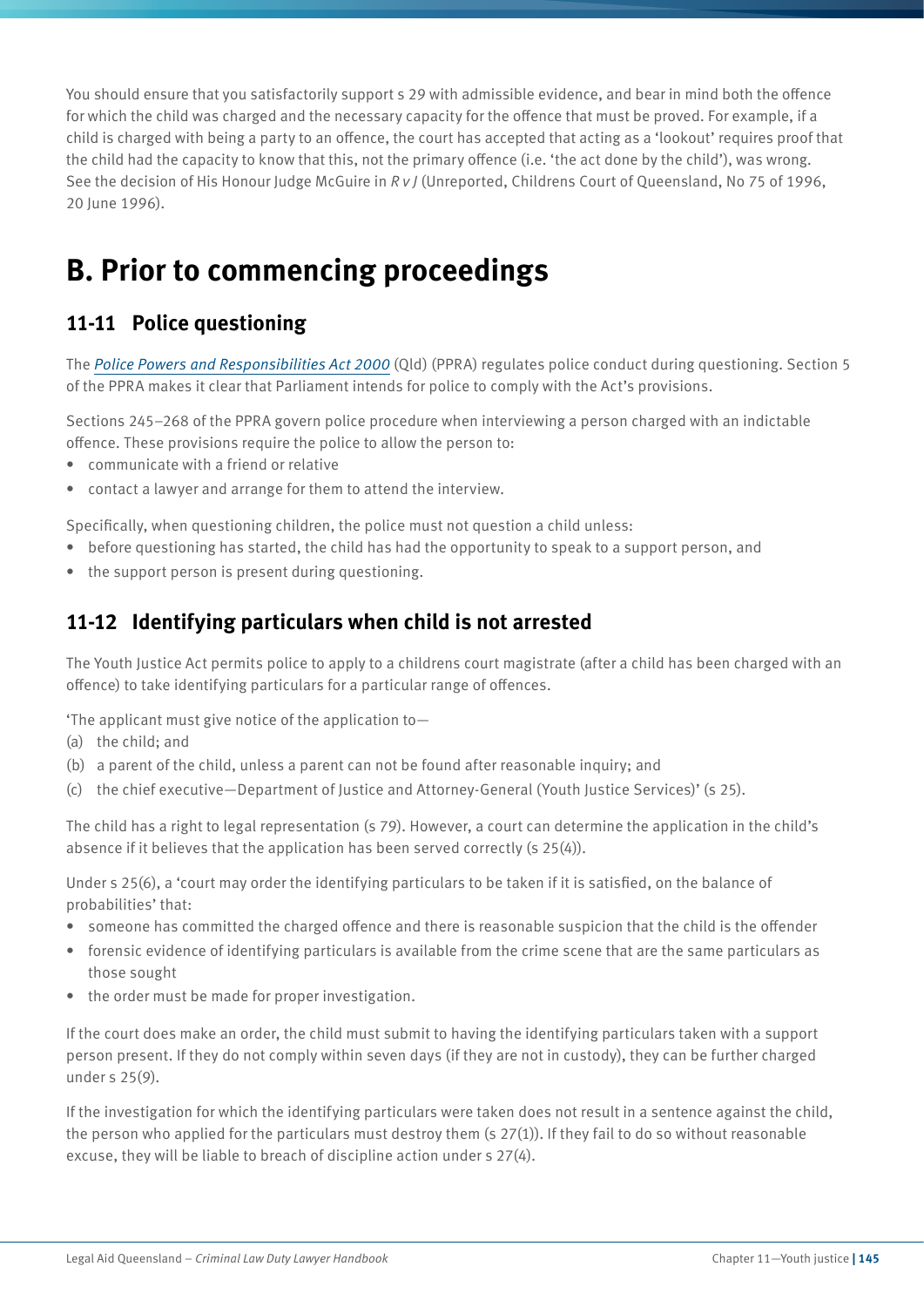You should ensure that you satisfactorily support s 29 with admissible evidence, and bear in mind both the offence for which the child was charged and the necessary capacity for the offence that must be proved. For example, if a child is charged with being a party to an offence, the court has accepted that acting as a 'lookout' requires proof that the child had the capacity to know that this, not the primary offence (i.e. 'the act done by the child'), was wrong. See the decision of His Honour Judge McGuire in *R v J* (Unreported, Childrens Court of Queensland, No 75 of 1996, 20 June 1996).

# B. Prior to commencing proceedings

## 11-11 Police questioning

The *Police Powers and Responsibilities Act 2000* (Qld) (PPRA) regulates police conduct during questioning. Section 5 of the PPRA makes it clear that Parliament intends for police to comply with the Act's provisions.

Sections 245–268 of the PPRA govern police procedure when interviewing a person charged with an indictable offence. These provisions require the police to allow the person to:

- communicate with a friend or relative
- contact a lawyer and arrange for them to attend the interview.

Specifically, when questioning children, the police must not question a child unless:

- before questioning has started, the child has had the opportunity to speak to a support person, and
- the support person is present during questioning.

## 11-12 Identifying particulars when child is not arrested

The Youth Justice Act permits police to apply to a childrens court magistrate (after a child has been charged with an offence) to take identifying particulars for a particular range of offences.

'The applicant must give notice of the application to—

(a) the child; and

(b) a parent of the child, unless a parent can not be found after reasonable inquiry; and

(c) the chief executive—Department of Justice and Attorney-General (Youth Justice Services)' (s 25).

The child has a right to legal representation (s 79). However, a court can determine the application in the child's absence if it believes that the application has been served correctly (s 25(4)).

Under s 25(6), a 'court may order the identifying particulars to be taken if it is satisfied, on the balance of probabilities' that:

- someone has committed the charged offence and there is reasonable suspicion that the child is the offender
- forensic evidence of identifying particulars is available from the crime scene that are the same particulars as those sought
- the order must be made for proper investigation.

If the court does make an order, the child must submit to having the identifying particulars taken with a support person present. If they do not comply within seven days (if they are not in custody), they can be further charged under s 25(9).

If the investigation for which the identifying particulars were taken does not result in a sentence against the child, the person who applied for the particulars must destroy them (s 27(1)). If they fail to do so without reasonable excuse, they will be liable to breach of discipline action under s 27(4).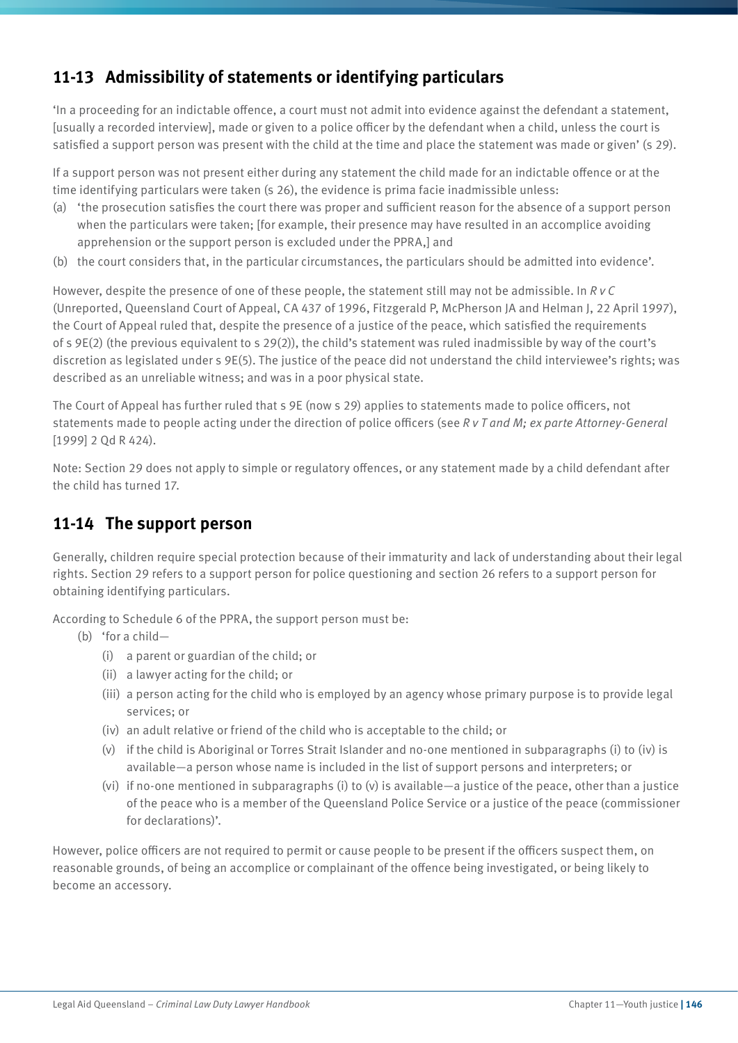## 11-13 Admissibility of statements or identifying particulars

'In a proceeding for an indictable offence, a court must not admit into evidence against the defendant a statement, [usually a recorded interview], made or given to a police officer by the defendant when a child, unless the court is satisfied a support person was present with the child at the time and place the statement was made or given' (s 29).

If a support person was not present either during any statement the child made for an indictable offence or at the time identifying particulars were taken (s 26), the evidence is prima facie inadmissible unless:

(a) 'the prosecution satisfies the court there was proper and sufficient reason for the absence of a support person when the particulars were taken; [for example, their presence may have resulted in an accomplice avoiding apprehension or the support person is excluded under the PPRA,] and
(b) the court considers that, in the particular circumstances, the particulars should be admitted into evidence'.

However, despite the presence of one of these people, the statement still may not be admissible. In *R v C* (Unreported, Queensland Court of Appeal, CA 437 of 1996, Fitzgerald P, McPherson JA and Helman J, 22 April 1997), the Court of Appeal ruled that, despite the presence of a justice of the peace, which satisfied the requirements of s 9E(2) (the previous equivalent to s 29(2)), the child's statement was ruled inadmissible by way of the court's discretion as legislated under s 9E(5). The justice of the peace did not understand the child interviewee's rights; was described as an unreliable witness; and was in a poor physical state.

The Court of Appeal has further ruled that s 9E (now s 29) applies to statements made to police officers, not statements made to people acting under the direction of police officers (see *R v T and M; ex parte Attorney-General* [1999] 2 Qd R 424).

Note: Section 29 does not apply to simple or regulatory offences, or any statement made by a child defendant after the child has turned 17.

## 11-14 The support person

Generally, children require special protection because of their immaturity and lack of understanding about their legal rights. Section 29 refers to a support person for police questioning and section 26 refers to a support person for obtaining identifying particulars.

According to Schedule 6 of the PPRA, the support person must be:

(b) 'for a child—
  (i) a parent or guardian of the child; or
  (ii) a lawyer acting for the child; or
  (iii) a person acting for the child who is employed by an agency whose primary purpose is to provide legal services; or
  (iv) an adult relative or friend of the child who is acceptable to the child; or
  (v) if the child is Aboriginal or Torres Strait Islander and no-one mentioned in subparagraphs (i) to (iv) is available—a person whose name is included in the list of support persons and interpreters; or
  (vi) if no-one mentioned in subparagraphs (i) to (v) is available—a justice of the peace, other than a justice of the peace who is a member of the Queensland Police Service or a justice of the peace (commissioner for declarations)'.

However, police officers are not required to permit or cause people to be present if the officers suspect them, on reasonable grounds, of being an accomplice or complainant of the offence being investigated, or being likely to become an accessory.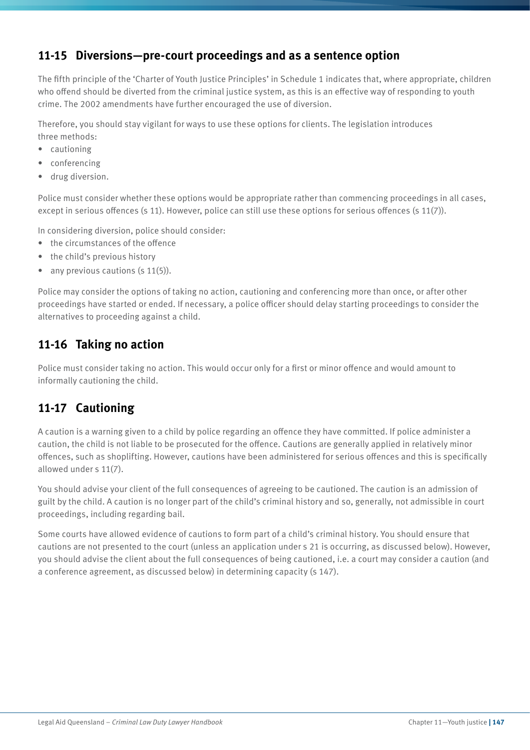## 11-15 Diversions—pre-court proceedings and as a sentence option

The fifth principle of the 'Charter of Youth Justice Principles' in Schedule 1 indicates that, where appropriate, children who offend should be diverted from the criminal justice system, as this is an effective way of responding to youth crime. The 2002 amendments have further encouraged the use of diversion.

Therefore, you should stay vigilant for ways to use these options for clients. The legislation introduces three methods:

- cautioning
- conferencing
- drug diversion.

Police must consider whether these options would be appropriate rather than commencing proceedings in all cases, except in serious offences (s 11). However, police can still use these options for serious offences (s 11(7)).

In considering diversion, police should consider:

- the circumstances of the offence
- the child's previous history
- any previous cautions (s 11(5)).

Police may consider the options of taking no action, cautioning and conferencing more than once, or after other proceedings have started or ended. If necessary, a police officer should delay starting proceedings to consider the alternatives to proceeding against a child.

## 11-16 Taking no action

Police must consider taking no action. This would occur only for a first or minor offence and would amount to informally cautioning the child.

## 11-17 Cautioning

A caution is a warning given to a child by police regarding an offence they have committed. If police administer a caution, the child is not liable to be prosecuted for the offence. Cautions are generally applied in relatively minor offences, such as shoplifting. However, cautions have been administered for serious offences and this is specifically allowed under s 11(7).

You should advise your client of the full consequences of agreeing to be cautioned. The caution is an admission of guilt by the child. A caution is no longer part of the child's criminal history and so, generally, not admissible in court proceedings, including regarding bail.

Some courts have allowed evidence of cautions to form part of a child's criminal history. You should ensure that cautions are not presented to the court (unless an application under s 21 is occurring, as discussed below). However, you should advise the client about the full consequences of being cautioned, i.e. a court may consider a caution (and a conference agreement, as discussed below) in determining capacity (s 147).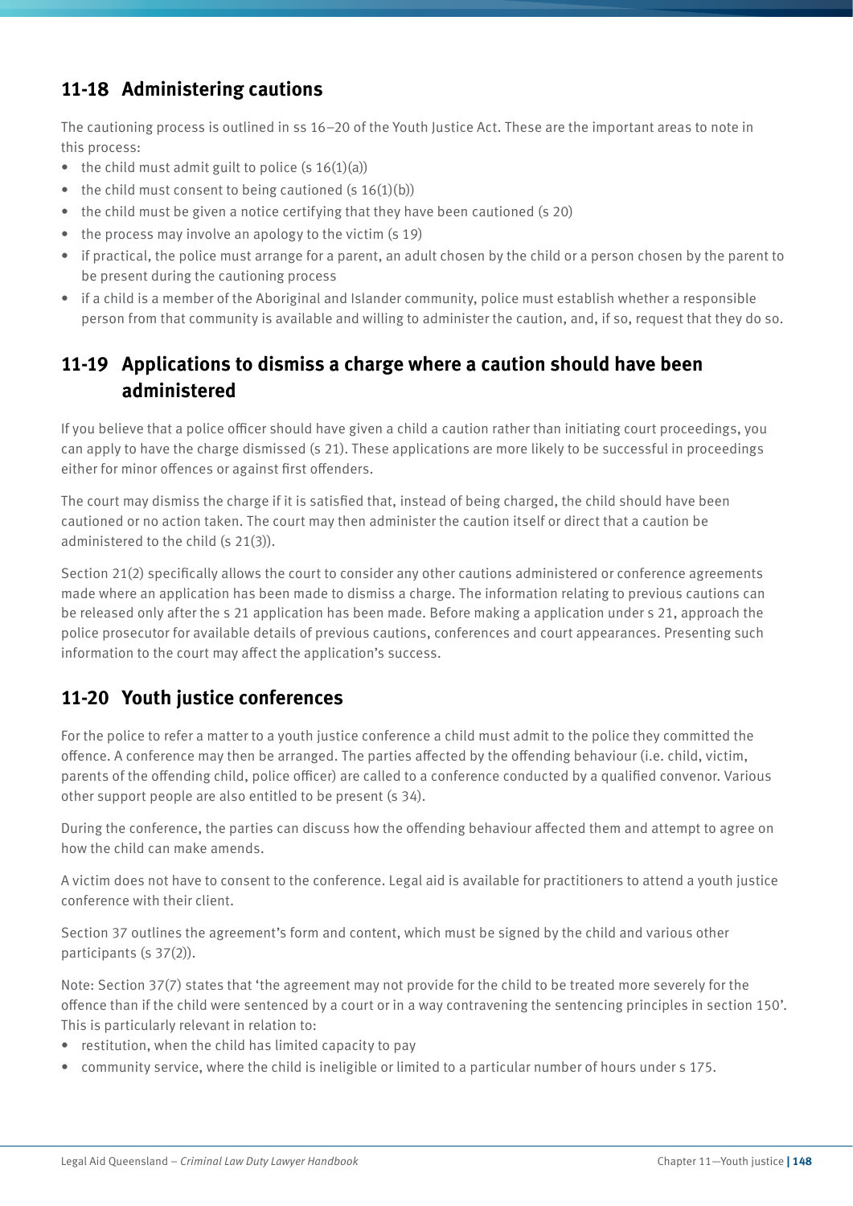## 11-18 Administering cautions

The cautioning process is outlined in ss 16–20 of the Youth Justice Act. These are the important areas to note in this process:

- the child must admit guilt to police (s 16(1)(a))
- the child must consent to being cautioned (s 16(1)(b))
- the child must be given a notice certifying that they have been cautioned (s 20)
- the process may involve an apology to the victim (s 19)
- if practical, the police must arrange for a parent, an adult chosen by the child or a person chosen by the parent to be present during the cautioning process
- if a child is a member of the Aboriginal and Islander community, police must establish whether a responsible person from that community is available and willing to administer the caution, and, if so, request that they do so.

## 11-19 Applications to dismiss a charge where a caution should have been administered

If you believe that a police officer should have given a child a caution rather than initiating court proceedings, you can apply to have the charge dismissed (s 21). These applications are more likely to be successful in proceedings either for minor offences or against first offenders.

The court may dismiss the charge if it is satisfied that, instead of being charged, the child should have been cautioned or no action taken. The court may then administer the caution itself or direct that a caution be administered to the child (s 21(3)).

Section 21(2) specifically allows the court to consider any other cautions administered or conference agreements made where an application has been made to dismiss a charge. The information relating to previous cautions can be released only after the s 21 application has been made. Before making a application under s 21, approach the police prosecutor for available details of previous cautions, conferences and court appearances. Presenting such information to the court may affect the application's success.

## 11-20 Youth justice conferences

For the police to refer a matter to a youth justice conference a child must admit to the police they committed the offence. A conference may then be arranged. The parties affected by the offending behaviour (i.e. child, victim, parents of the offending child, police officer) are called to a conference conducted by a qualified convenor. Various other support people are also entitled to be present (s 34).

During the conference, the parties can discuss how the offending behaviour affected them and attempt to agree on how the child can make amends.

A victim does not have to consent to the conference. Legal aid is available for practitioners to attend a youth justice conference with their client.

Section 37 outlines the agreement's form and content, which must be signed by the child and various other participants (s 37(2)).

Note: Section 37(7) states that 'the agreement may not provide for the child to be treated more severely for the offence than if the child were sentenced by a court or in a way contravening the sentencing principles in section 150'. This is particularly relevant in relation to:

- restitution, when the child has limited capacity to pay
- community service, where the child is ineligible or limited to a particular number of hours under s 175.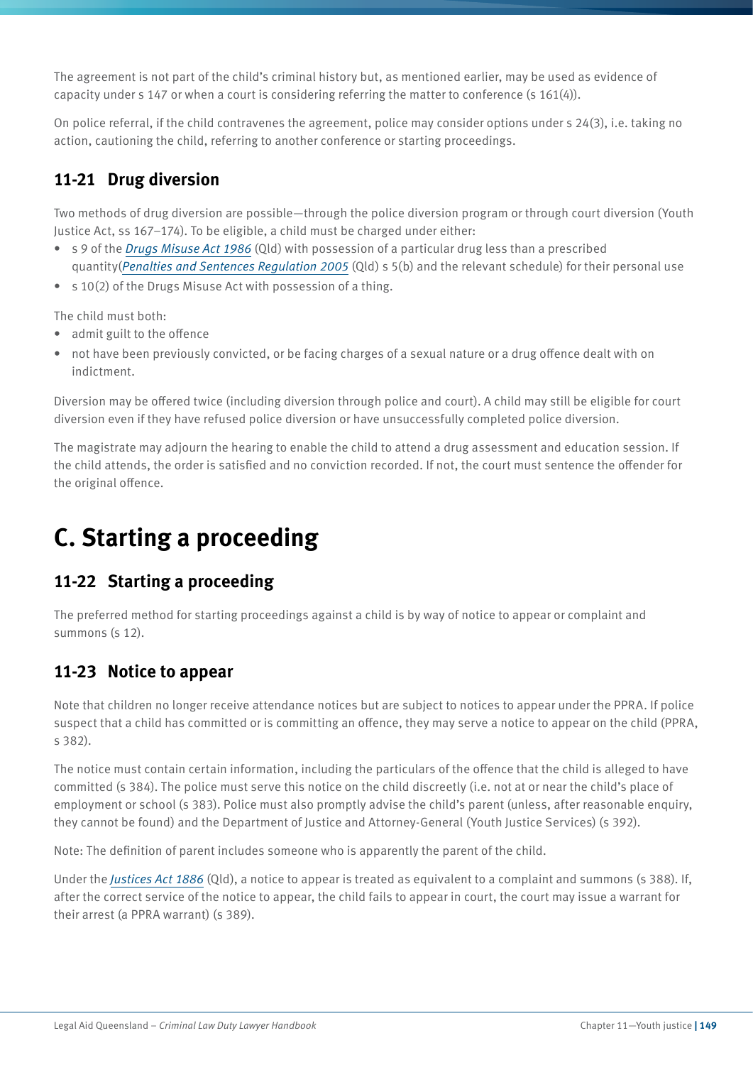The agreement is not part of the child's criminal history but, as mentioned earlier, may be used as evidence of capacity under s 147 or when a court is considering referring the matter to conference (s 161(4)).

On police referral, if the child contravenes the agreement, police may consider options under s 24(3), i.e. taking no action, cautioning the child, referring to another conference or starting proceedings.

### 11-21 Drug diversion

Two methods of drug diversion are possible—through the police diversion program or through court diversion (Youth Justice Act, ss 167–174). To be eligible, a child must be charged under either:

- s 9 of the *Drugs Misuse Act 1986* (Qld) with possession of a particular drug less than a prescribed quantity(*Penalties and Sentences Regulation 2005* (Qld) s 5(b) and the relevant schedule) for their personal use
- s 10(2) of the Drugs Misuse Act with possession of a thing.

The child must both:

- admit guilt to the offence
- not have been previously convicted, or be facing charges of a sexual nature or a drug offence dealt with on indictment.

Diversion may be offered twice (including diversion through police and court). A child may still be eligible for court diversion even if they have refused police diversion or have unsuccessfully completed police diversion.

The magistrate may adjourn the hearing to enable the child to attend a drug assessment and education session. If the child attends, the order is satisfied and no conviction recorded. If not, the court must sentence the offender for the original offence.

## C. Starting a proceeding

### 11-22 Starting a proceeding

The preferred method for starting proceedings against a child is by way of notice to appear or complaint and summons (s 12).

### 11-23 Notice to appear

Note that children no longer receive attendance notices but are subject to notices to appear under the PPRA. If police suspect that a child has committed or is committing an offence, they may serve a notice to appear on the child (PPRA, s 382).

The notice must contain certain information, including the particulars of the offence that the child is alleged to have committed (s 384). The police must serve this notice on the child discreetly (i.e. not at or near the child's place of employment or school (s 383). Police must also promptly advise the child's parent (unless, after reasonable enquiry, they cannot be found) and the Department of Justice and Attorney-General (Youth Justice Services) (s 392).

Note: The definition of parent includes someone who is apparently the parent of the child.

Under the *Justices Act 1886* (Qld), a notice to appear is treated as equivalent to a complaint and summons (s 388). If, after the correct service of the notice to appear, the child fails to appear in court, the court may issue a warrant for their arrest (a PPRA warrant) (s 389).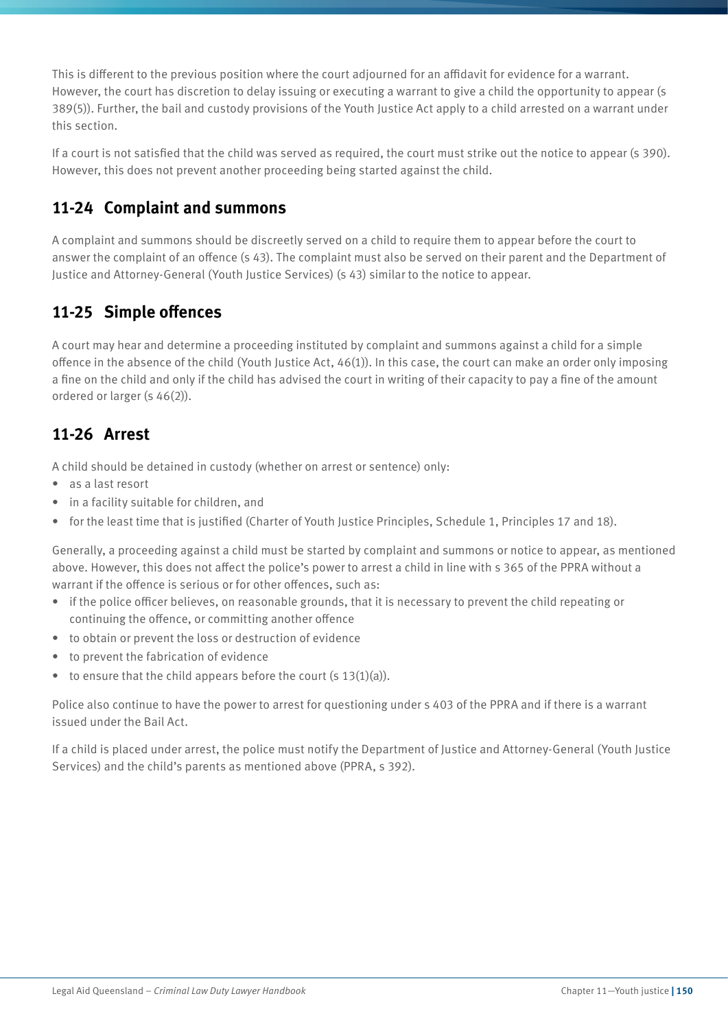This is different to the previous position where the court adjourned for an affidavit for evidence for a warrant. However, the court has discretion to delay issuing or executing a warrant to give a child the opportunity to appear (s 389(5)). Further, the bail and custody provisions of the Youth Justice Act apply to a child arrested on a warrant under this section.

If a court is not satisfied that the child was served as required, the court must strike out the notice to appear (s 390). However, this does not prevent another proceeding being started against the child.

## 11-24 Complaint and summons

A complaint and summons should be discreetly served on a child to require them to appear before the court to answer the complaint of an offence (s 43). The complaint must also be served on their parent and the Department of Justice and Attorney-General (Youth Justice Services) (s 43) similar to the notice to appear.

## 11-25 Simple offences

A court may hear and determine a proceeding instituted by complaint and summons against a child for a simple offence in the absence of the child (Youth Justice Act, 46(1)). In this case, the court can make an order only imposing a fine on the child and only if the child has advised the court in writing of their capacity to pay a fine of the amount ordered or larger (s 46(2)).

## 11-26 Arrest

A child should be detained in custody (whether on arrest or sentence) only:

- as a last resort
- in a facility suitable for children, and
- for the least time that is justified (Charter of Youth Justice Principles, Schedule 1, Principles 17 and 18).

Generally, a proceeding against a child must be started by complaint and summons or notice to appear, as mentioned above. However, this does not affect the police's power to arrest a child in line with s 365 of the PPRA without a warrant if the offence is serious or for other offences, such as:

- if the police officer believes, on reasonable grounds, that it is necessary to prevent the child repeating or continuing the offence, or committing another offence
- to obtain or prevent the loss or destruction of evidence
- to prevent the fabrication of evidence
- to ensure that the child appears before the court (s 13(1)(a)).

Police also continue to have the power to arrest for questioning under s 403 of the PPRA and if there is a warrant issued under the Bail Act.

If a child is placed under arrest, the police must notify the Department of Justice and Attorney-General (Youth Justice Services) and the child's parents as mentioned above (PPRA, s 392).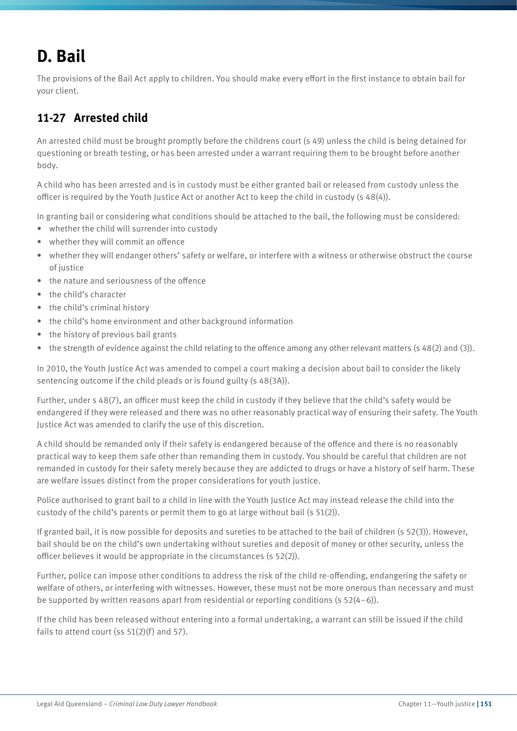# D. Bail

The provisions of the Bail Act apply to children. You should make every effort in the first instance to obtain bail for your client.

## 11-27 Arrested child

An arrested child must be brought promptly before the childrens court (s 49) unless the child is being detained for questioning or breath testing, or has been arrested under a warrant requiring them to be brought before another body.

A child who has been arrested and is in custody must be either granted bail or released from custody unless the officer is required by the Youth Justice Act or another Act to keep the child in custody (s 48(4)).

In granting bail or considering what conditions should be attached to the bail, the following must be considered:

- whether the child will surrender into custody
- whether they will commit an offence
- whether they will endanger others' safety or welfare, or interfere with a witness or otherwise obstruct the course of justice
- the nature and seriousness of the offence
- the child's character
- the child's criminal history
- the child's home environment and other background information
- the history of previous bail grants
- the strength of evidence against the child relating to the offence among any other relevant matters (s 48(2) and (3)).

In 2010, the Youth Justice Act was amended to compel a court making a decision about bail to consider the likely sentencing outcome if the child pleads or is found guilty (s 48(3A)).

Further, under s 48(7), an officer must keep the child in custody if they believe that the child's safety would be endangered if they were released and there was no other reasonably practical way of ensuring their safety. The Youth Justice Act was amended to clarify the use of this discretion.

A child should be remanded only if their safety is endangered because of the offence and there is no reasonably practical way to keep them safe other than remanding them in custody. You should be careful that children are not remanded in custody for their safety merely because they are addicted to drugs or have a history of self harm. These are welfare issues distinct from the proper considerations for youth justice.

Police authorised to grant bail to a child in line with the Youth Justice Act may instead release the child into the custody of the child's parents or permit them to go at large without bail (s 51(2)).

If granted bail, it is now possible for deposits and sureties to be attached to the bail of children (s 52(3)). However, bail should be on the child's own undertaking without sureties and deposit of money or other security, unless the officer believes it would be appropriate in the circumstances (s 52(2)).

Further, police can impose other conditions to address the risk of the child re-offending, endangering the safety or welfare of others, or interfering with witnesses. However, these must not be more onerous than necessary and must be supported by written reasons apart from residential or reporting conditions (s 52(4–6)).

If the child has been released without entering into a formal undertaking, a warrant can still be issued if the child fails to attend court (ss 51(2)(f) and 57).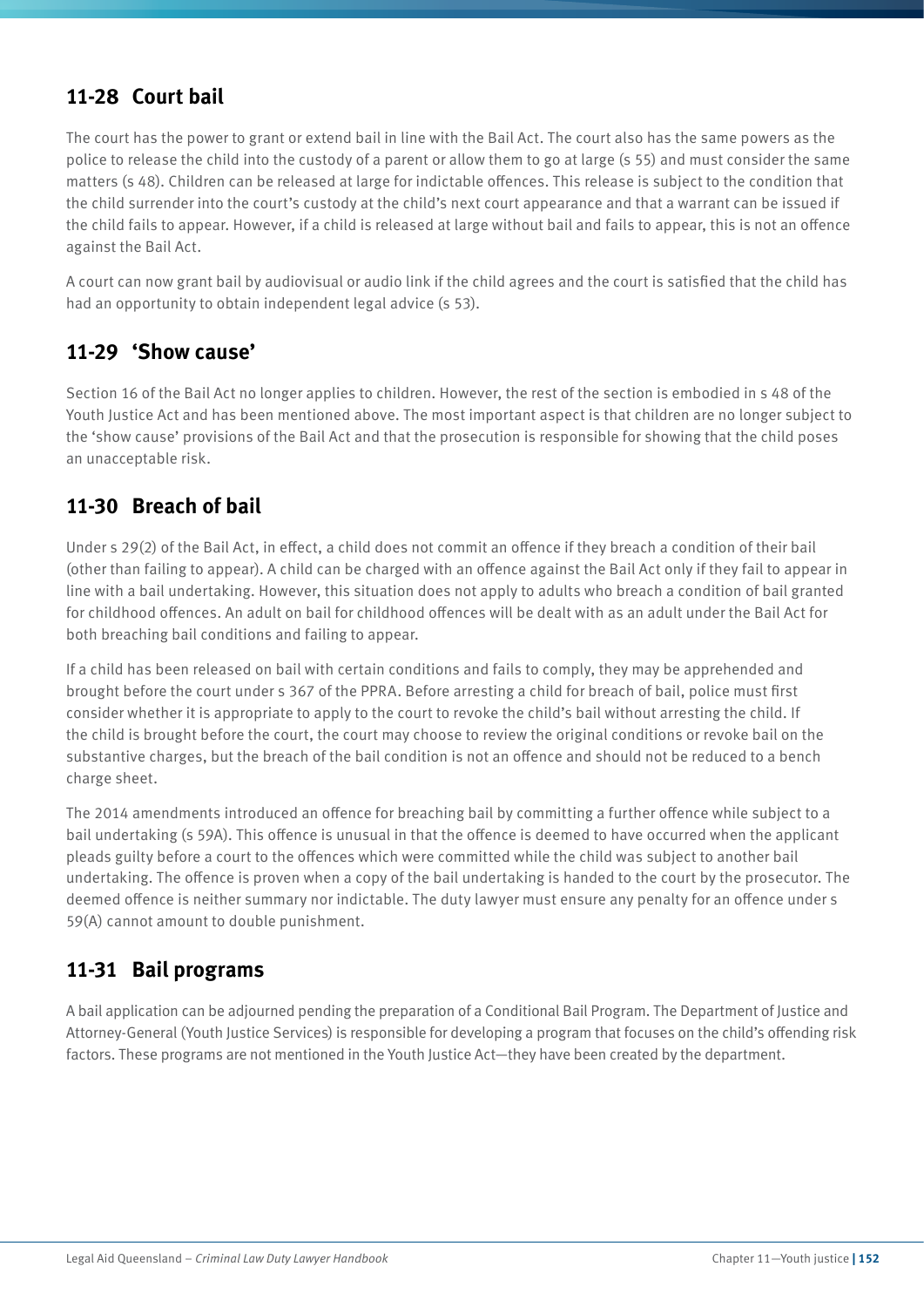## 11-28 Court bail

The court has the power to grant or extend bail in line with the Bail Act. The court also has the same powers as the police to release the child into the custody of a parent or allow them to go at large (s 55) and must consider the same matters (s 48). Children can be released at large for indictable offences. This release is subject to the condition that the child surrender into the court's custody at the child's next court appearance and that a warrant can be issued if the child fails to appear. However, if a child is released at large without bail and fails to appear, this is not an offence against the Bail Act.

A court can now grant bail by audiovisual or audio link if the child agrees and the court is satisfied that the child has had an opportunity to obtain independent legal advice (s 53).

## 11-29 'Show cause'

Section 16 of the Bail Act no longer applies to children. However, the rest of the section is embodied in s 48 of the Youth Justice Act and has been mentioned above. The most important aspect is that children are no longer subject to the 'show cause' provisions of the Bail Act and that the prosecution is responsible for showing that the child poses an unacceptable risk.

## 11-30 Breach of bail

Under s 29(2) of the Bail Act, in effect, a child does not commit an offence if they breach a condition of their bail (other than failing to appear). A child can be charged with an offence against the Bail Act only if they fail to appear in line with a bail undertaking. However, this situation does not apply to adults who breach a condition of bail granted for childhood offences. An adult on bail for childhood offences will be dealt with as an adult under the Bail Act for both breaching bail conditions and failing to appear.

If a child has been released on bail with certain conditions and fails to comply, they may be apprehended and brought before the court under s 367 of the PPRA. Before arresting a child for breach of bail, police must first consider whether it is appropriate to apply to the court to revoke the child's bail without arresting the child. If the child is brought before the court, the court may choose to review the original conditions or revoke bail on the substantive charges, but the breach of the bail condition is not an offence and should not be reduced to a bench charge sheet.

The 2014 amendments introduced an offence for breaching bail by committing a further offence while subject to a bail undertaking (s 59A). This offence is unusual in that the offence is deemed to have occurred when the applicant pleads guilty before a court to the offences which were committed while the child was subject to another bail undertaking. The offence is proven when a copy of the bail undertaking is handed to the court by the prosecutor. The deemed offence is neither summary nor indictable. The duty lawyer must ensure any penalty for an offence under s 59(A) cannot amount to double punishment.

## 11-31 Bail programs

A bail application can be adjourned pending the preparation of a Conditional Bail Program. The Department of Justice and Attorney-General (Youth Justice Services) is responsible for developing a program that focuses on the child's offending risk factors. These programs are not mentioned in the Youth Justice Act—they have been created by the department.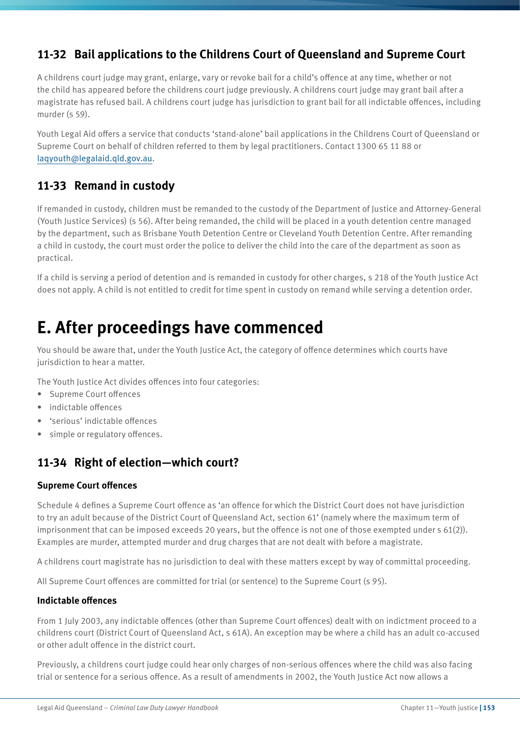## 11-32 Bail applications to the Childrens Court of Queensland and Supreme Court

A childrens court judge may grant, enlarge, vary or revoke bail for a child's offence at any time, whether or not the child has appeared before the childrens court judge previously. A childrens court judge may grant bail after a magistrate has refused bail. A childrens court judge has jurisdiction to grant bail for all indictable offences, including murder (s 59).

Youth Legal Aid offers a service that conducts 'stand-alone' bail applications in the Childrens Court of Queensland or Supreme Court on behalf of children referred to them by legal practitioners. Contact 1300 65 11 88 or laqyouth@legalaid.qld.gov.au.

## 11-33 Remand in custody

If remanded in custody, children must be remanded to the custody of the Department of Justice and Attorney-General (Youth Justice Services) (s 56). After being remanded, the child will be placed in a youth detention centre managed by the department, such as Brisbane Youth Detention Centre or Cleveland Youth Detention Centre. After remanding a child in custody, the court must order the police to deliver the child into the care of the department as soon as practical.

If a child is serving a period of detention and is remanded in custody for other charges, s 218 of the Youth Justice Act does not apply. A child is not entitled to credit for time spent in custody on remand while serving a detention order.

# E. After proceedings have commenced

You should be aware that, under the Youth Justice Act, the category of offence determines which courts have jurisdiction to hear a matter.

The Youth Justice Act divides offences into four categories:

- Supreme Court offences
- indictable offences
- 'serious' indictable offences
- simple or regulatory offences.

## 11-34 Right of election—which court?

### Supreme Court offences

Schedule 4 defines a Supreme Court offence as 'an offence for which the District Court does not have jurisdiction to try an adult because of the District Court of Queensland Act, section 61' (namely where the maximum term of imprisonment that can be imposed exceeds 20 years, but the offence is not one of those exempted under s 61(2)). Examples are murder, attempted murder and drug charges that are not dealt with before a magistrate.

A childrens court magistrate has no jurisdiction to deal with these matters except by way of committal proceeding.

All Supreme Court offences are committed for trial (or sentence) to the Supreme Court (s 95).

### Indictable offences

From 1 July 2003, any indictable offences (other than Supreme Court offences) dealt with on indictment proceed to a childrens court (District Court of Queensland Act, s 61A). An exception may be where a child has an adult co-accused or other adult offence in the district court.

Previously, a childrens court judge could hear only charges of non-serious offences where the child was also facing trial or sentence for a serious offence. As a result of amendments in 2002, the Youth Justice Act now allows a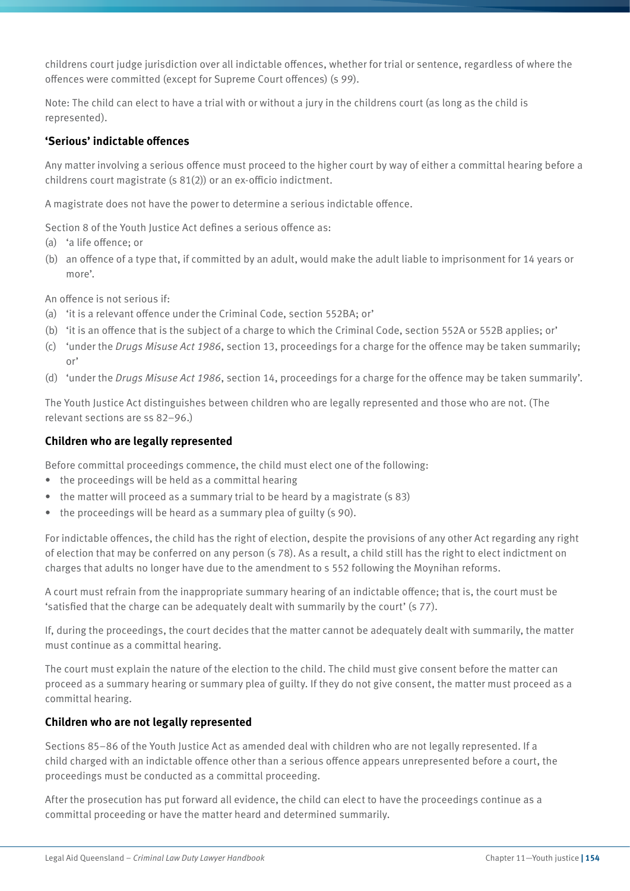childrens court judge jurisdiction over all indictable offences, whether for trial or sentence, regardless of where the offences were committed (except for Supreme Court offences) (s *99*).

Note: The child can elect to have a trial with or without a jury in the childrens court (as long as the child is represented).

### 'Serious' indictable offences

Any matter involving a serious offence must proceed to the higher court by way of either a committal hearing before a childrens court magistrate (s 81(2)) or an ex-officio indictment.

A magistrate does not have the power to determine a serious indictable offence.

Section 8 of the Youth Justice Act defines a serious offence as:

(a) 'a life offence; or

(b) an offence of a type that, if committed by an adult, would make the adult liable to imprisonment for 14 years or more'.

An offence is not serious if:

(a) 'it is a relevant offence under the Criminal Code, section 552BA; or'

(b) 'it is an offence that is the subject of a charge to which the Criminal Code, section 552A or 552B applies; or'

(c) 'under the *Drugs Misuse Act 1986*, section 13, proceedings for a charge for the offence may be taken summarily; or'

(d) 'under the *Drugs Misuse Act 1986*, section 14, proceedings for a charge for the offence may be taken summarily'.

The Youth Justice Act distinguishes between children who are legally represented and those who are not. (The relevant sections are ss 82–96.)

### Children who are legally represented

Before committal proceedings commence, the child must elect one of the following:

- the proceedings will be held as a committal hearing
- the matter will proceed as a summary trial to be heard by a magistrate (s 83)
- the proceedings will be heard as a summary plea of guilty (s 90).

For indictable offences, the child has the right of election, despite the provisions of any other Act regarding any right of election that may be conferred on any person (s *78*). As a result, a child still has the right to elect indictment on charges that adults no longer have due to the amendment to s 552 following the Moynihan reforms.

A court must refrain from the inappropriate summary hearing of an indictable offence; that is, the court must be 'satisfied that the charge can be adequately dealt with summarily by the court' (s *77*).

If, during the proceedings, the court decides that the matter cannot be adequately dealt with summarily, the matter must continue as a committal hearing.

The court must explain the nature of the election to the child. The child must give consent before the matter can proceed as a summary hearing or summary plea of guilty. If they do not give consent, the matter must proceed as a committal hearing.

### Children who are not legally represented

Sections 85–86 of the Youth Justice Act as amended deal with children who are not legally represented. If a child charged with an indictable offence other than a serious offence appears unrepresented before a court, the proceedings must be conducted as a committal proceeding.

After the prosecution has put forward all evidence, the child can elect to have the proceedings continue as a committal proceeding or have the matter heard and determined summarily.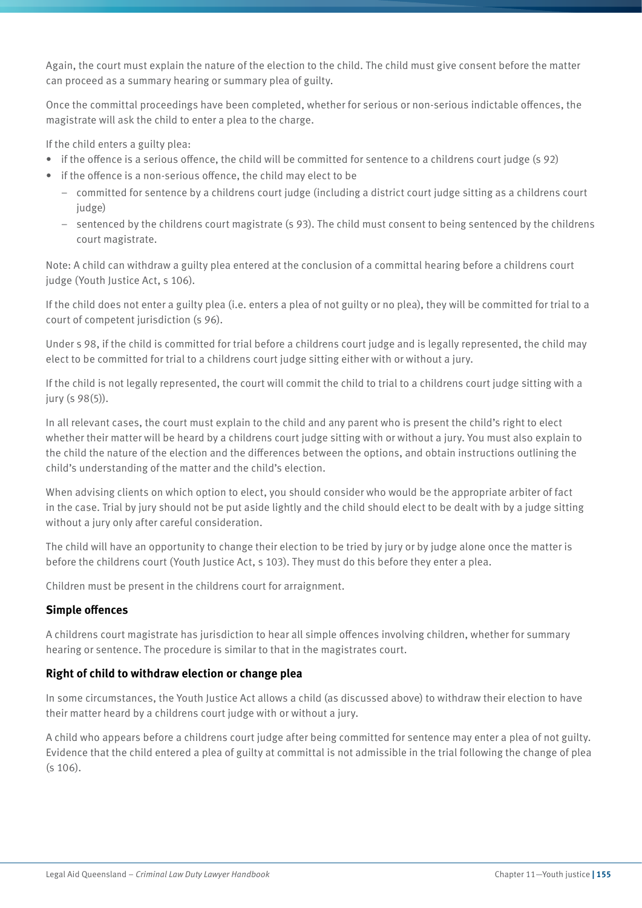Again, the court must explain the nature of the election to the child. The child must give consent before the matter can proceed as a summary hearing or summary plea of guilty.

Once the committal proceedings have been completed, whether for serious or non-serious indictable offences, the magistrate will ask the child to enter a plea to the charge.

If the child enters a guilty plea:

- if the offence is a serious offence, the child will be committed for sentence to a childrens court judge (s 92)
- if the offence is a non-serious offence, the child may elect to be
  - committed for sentence by a childrens court judge (including a district court judge sitting as a childrens court judge)
  - sentenced by the childrens court magistrate (s 93). The child must consent to being sentenced by the childrens court magistrate.

Note: A child can withdraw a guilty plea entered at the conclusion of a committal hearing before a childrens court judge (Youth Justice Act, s 106).

If the child does not enter a guilty plea (i.e. enters a plea of not guilty or no plea), they will be committed for trial to a court of competent jurisdiction (s 96).

Under s 98, if the child is committed for trial before a childrens court judge and is legally represented, the child may elect to be committed for trial to a childrens court judge sitting either with or without a jury.

If the child is not legally represented, the court will commit the child to trial to a childrens court judge sitting with a jury (s 98(5)).

In all relevant cases, the court must explain to the child and any parent who is present the child's right to elect whether their matter will be heard by a childrens court judge sitting with or without a jury. You must also explain to the child the nature of the election and the differences between the options, and obtain instructions outlining the child's understanding of the matter and the child's election.

When advising clients on which option to elect, you should consider who would be the appropriate arbiter of fact in the case. Trial by jury should not be put aside lightly and the child should elect to be dealt with by a judge sitting without a jury only after careful consideration.

The child will have an opportunity to change their election to be tried by jury or by judge alone once the matter is before the childrens court (Youth Justice Act, s 103). They must do this before they enter a plea.

Children must be present in the childrens court for arraignment.

### Simple offences

A childrens court magistrate has jurisdiction to hear all simple offences involving children, whether for summary hearing or sentence. The procedure is similar to that in the magistrates court.

### Right of child to withdraw election or change plea

In some circumstances, the Youth Justice Act allows a child (as discussed above) to withdraw their election to have their matter heard by a childrens court judge with or without a jury.

A child who appears before a childrens court judge after being committed for sentence may enter a plea of not guilty. Evidence that the child entered a plea of guilty at committal is not admissible in the trial following the change of plea (s 106).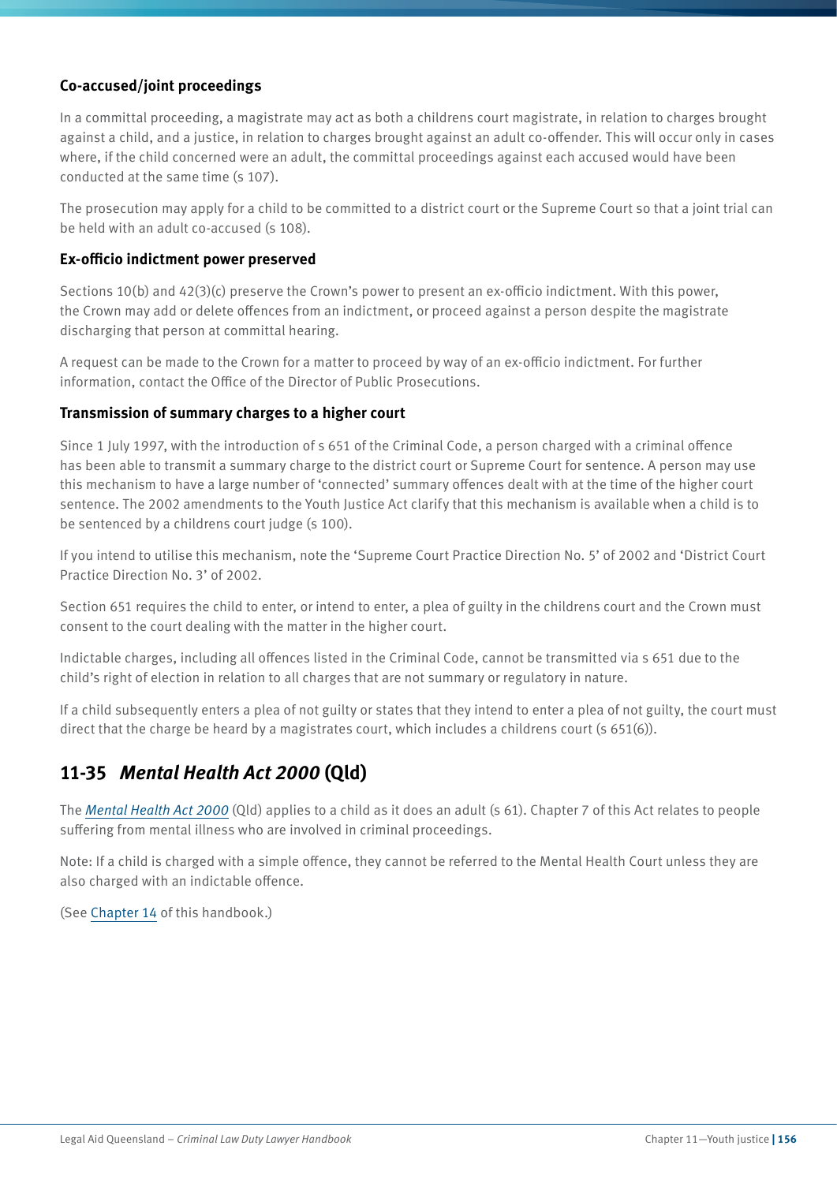### Co-accused/joint proceedings

In a committal proceeding, a magistrate may act as both a childrens court magistrate, in relation to charges brought against a child, and a justice, in relation to charges brought against an adult co-offender. This will occur only in cases where, if the child concerned were an adult, the committal proceedings against each accused would have been conducted at the same time (s 107).

The prosecution may apply for a child to be committed to a district court or the Supreme Court so that a joint trial can be held with an adult co-accused (s 108).

### Ex-officio indictment power preserved

Sections 10(b) and 42(3)(c) preserve the Crown's power to present an ex-officio indictment. With this power, the Crown may add or delete offences from an indictment, or proceed against a person despite the magistrate discharging that person at committal hearing.

A request can be made to the Crown for a matter to proceed by way of an ex-officio indictment. For further information, contact the Office of the Director of Public Prosecutions.

### Transmission of summary charges to a higher court

Since 1 July 1997, with the introduction of s 651 of the Criminal Code, a person charged with a criminal offence has been able to transmit a summary charge to the district court or Supreme Court for sentence. A person may use this mechanism to have a large number of 'connected' summary offences dealt with at the time of the higher court sentence. The 2002 amendments to the Youth Justice Act clarify that this mechanism is available when a child is to be sentenced by a childrens court judge (s 100).

If you intend to utilise this mechanism, note the 'Supreme Court Practice Direction No. 5' of 2002 and 'District Court Practice Direction No. 3' of 2002.

Section 651 requires the child to enter, or intend to enter, a plea of guilty in the childrens court and the Crown must consent to the court dealing with the matter in the higher court.

Indictable charges, including all offences listed in the Criminal Code, cannot be transmitted via s 651 due to the child's right of election in relation to all charges that are not summary or regulatory in nature.

If a child subsequently enters a plea of not guilty or states that they intend to enter a plea of not guilty, the court must direct that the charge be heard by a magistrates court, which includes a childrens court (s 651(6)).

## 11-35 *Mental Health Act 2000* (Qld)

The *Mental Health Act 2000* (Qld) applies to a child as it does an adult (s 61). Chapter 7 of this Act relates to people suffering from mental illness who are involved in criminal proceedings.

Note: If a child is charged with a simple offence, they cannot be referred to the Mental Health Court unless they are also charged with an indictable offence.

(See Chapter 14 of this handbook.)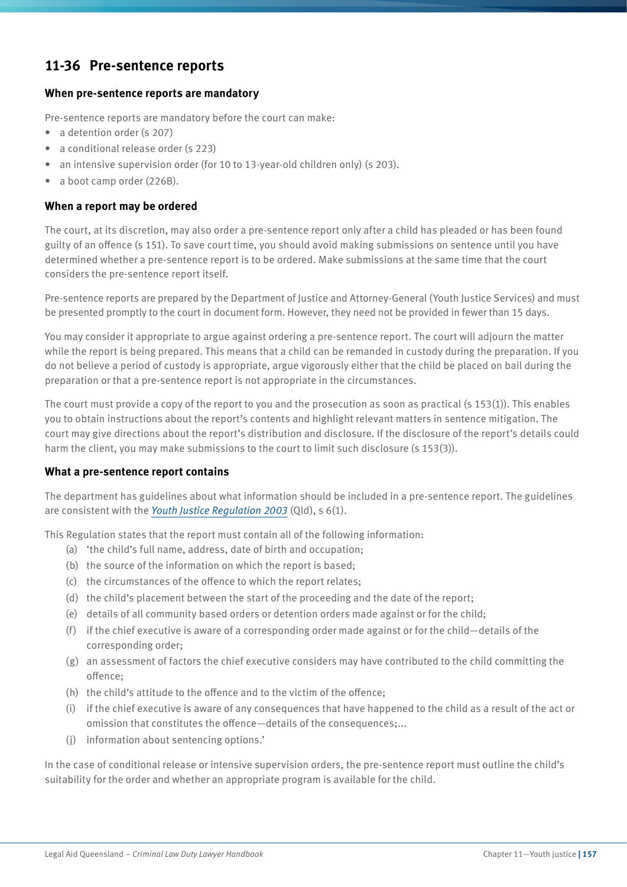## 11-36 Pre-sentence reports

### When pre-sentence reports are mandatory

Pre-sentence reports are mandatory before the court can make:

- a detention order (s 207)
- a conditional release order (s 223)
- an intensive supervision order (for 10 to 13-year-old children only) (s 203).
- a boot camp order (226B).

### When a report may be ordered

The court, at its discretion, may also order a pre-sentence report only after a child has pleaded or has been found guilty of an offence (s 151). To save court time, you should avoid making submissions on sentence until you have determined whether a pre-sentence report is to be ordered. Make submissions at the same time that the court considers the pre-sentence report itself.

Pre-sentence reports are prepared by the Department of Justice and Attorney-General (Youth Justice Services) and must be presented promptly to the court in document form. However, they need not be provided in fewer than 15 days.

You may consider it appropriate to argue against ordering a pre-sentence report. The court will adjourn the matter while the report is being prepared. This means that a child can be remanded in custody during the preparation. If you do not believe a period of custody is appropriate, argue vigorously either that the child be placed on bail during the preparation or that a pre-sentence report is not appropriate in the circumstances.

The court must provide a copy of the report to you and the prosecution as soon as practical (s 153(1)). This enables you to obtain instructions about the report's contents and highlight relevant matters in sentence mitigation. The court may give directions about the report's distribution and disclosure. If the disclosure of the report's details could harm the client, you may make submissions to the court to limit such disclosure (s 153(3)).

### What a pre-sentence report contains

The department has guidelines about what information should be included in a pre-sentence report. The guidelines are consistent with the *Youth Justice Regulation 2003* (Qld), s 6(1).

This Regulation states that the report must contain all of the following information:

(a) 'the child's full name, address, date of birth and occupation;
(b) the source of the information on which the report is based;
(c) the circumstances of the offence to which the report relates;
(d) the child's placement between the start of the proceeding and the date of the report;
(e) details of all community based orders or detention orders made against or for the child;
(f) if the chief executive is aware of a corresponding order made against or for the child—details of the corresponding order;
(g) an assessment of factors the chief executive considers may have contributed to the child committing the offence;
(h) the child's attitude to the offence and to the victim of the offence;
(i) if the chief executive is aware of any consequences that have happened to the child as a result of the act or omission that constitutes the offence—details of the consequences;...
(j) information about sentencing options.'

In the case of conditional release or intensive supervision orders, the pre-sentence report must outline the child's suitability for the order and whether an appropriate program is available for the child.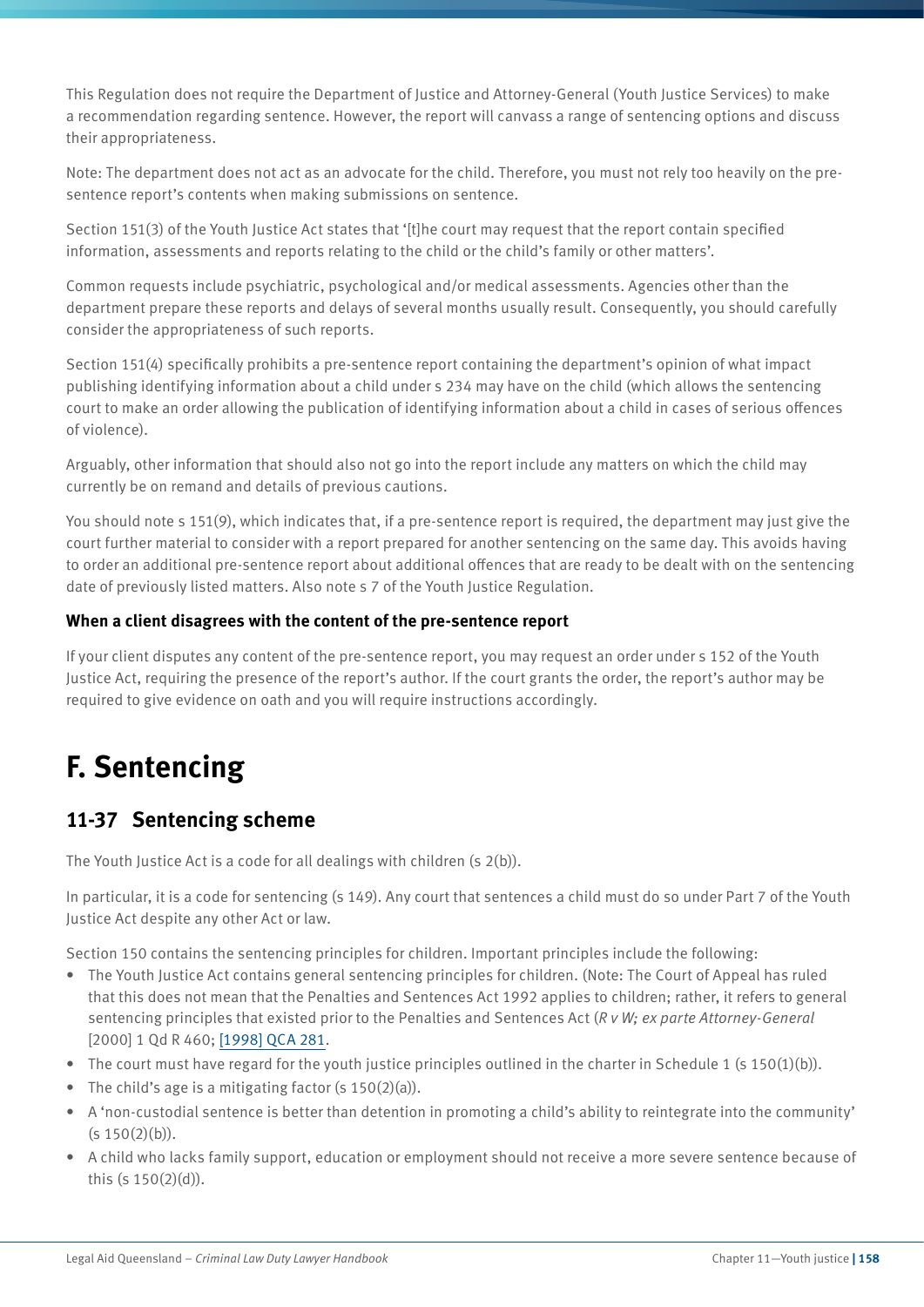This Regulation does not require the Department of Justice and Attorney-General (Youth Justice Services) to make a recommendation regarding sentence. However, the report will canvass a range of sentencing options and discuss their appropriateness.

Note: The department does not act as an advocate for the child. Therefore, you must not rely too heavily on the pre-sentence report's contents when making submissions on sentence.

Section 151(3) of the Youth Justice Act states that '[t]he court may request that the report contain specified information, assessments and reports relating to the child or the child's family or other matters'.

Common requests include psychiatric, psychological and/or medical assessments. Agencies other than the department prepare these reports and delays of several months usually result. Consequently, you should carefully consider the appropriateness of such reports.

Section 151(4) specifically prohibits a pre-sentence report containing the department's opinion of what impact publishing identifying information about a child under s 234 may have on the child (which allows the sentencing court to make an order allowing the publication of identifying information about a child in cases of serious offences of violence).

Arguably, other information that should also not go into the report include any matters on which the child may currently be on remand and details of previous cautions.

You should note s 151(9), which indicates that, if a pre-sentence report is required, the department may just give the court further material to consider with a report prepared for another sentencing on the same day. This avoids having to order an additional pre-sentence report about additional offences that are ready to be dealt with on the sentencing date of previously listed matters. Also note s 7 of the Youth Justice Regulation.

**When a client disagrees with the content of the pre-sentence report**

If your client disputes any content of the pre-sentence report, you may request an order under s 152 of the Youth Justice Act, requiring the presence of the report's author. If the court grants the order, the report's author may be required to give evidence on oath and you will require instructions accordingly.

# F. Sentencing

## 11-37 Sentencing scheme

The Youth Justice Act is a code for all dealings with children (s 2(b)).

In particular, it is a code for sentencing (s 149). Any court that sentences a child must do so under Part 7 of the Youth Justice Act despite any other Act or law.

Section 150 contains the sentencing principles for children. Important principles include the following:

- The Youth Justice Act contains general sentencing principles for children. (Note: The Court of Appeal has ruled that this does not mean that the Penalties and Sentences Act 1992 applies to children; rather, it refers to general sentencing principles that existed prior to the Penalties and Sentences Act (*R v W; ex parte Attorney-General* [2000] 1 Qd R 460; [1998] QCA 281.
- The court must have regard for the youth justice principles outlined in the charter in Schedule 1 (s 150(1)(b)).
- The child's age is a mitigating factor (s 150(2)(a)).
- A 'non-custodial sentence is better than detention in promoting a child's ability to reintegrate into the community' (s 150(2)(b)).
- A child who lacks family support, education or employment should not receive a more severe sentence because of this (s 150(2)(d)).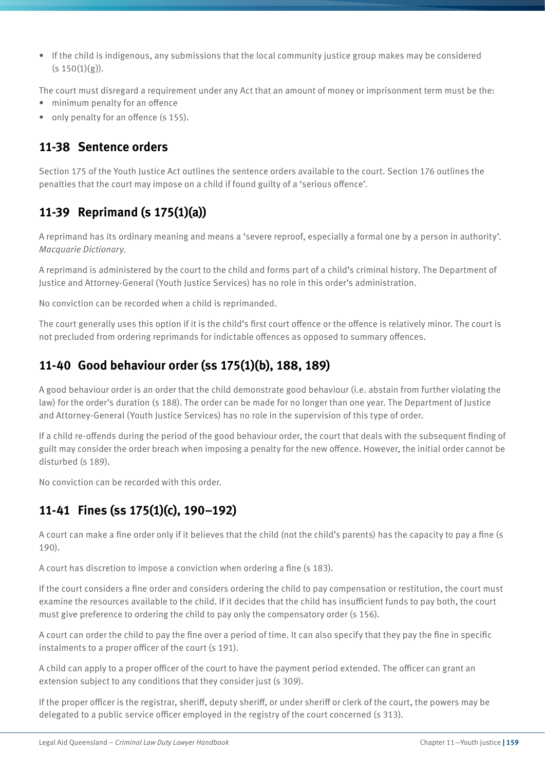- If the child is indigenous, any submissions that the local community justice group makes may be considered (s 150(1)(g)).

The court must disregard a requirement under any Act that an amount of money or imprisonment term must be the:

- minimum penalty for an offence
- only penalty for an offence (s 155).

## 11-38 Sentence orders

Section 175 of the Youth Justice Act outlines the sentence orders available to the court. Section 176 outlines the penalties that the court may impose on a child if found guilty of a 'serious offence'.

## 11-39 Reprimand (s 175(1)(a))

A reprimand has its ordinary meaning and means a 'severe reproof, especially a formal one by a person in authority'. *Macquarie Dictionary.*

A reprimand is administered by the court to the child and forms part of a child's criminal history. The Department of Justice and Attorney-General (Youth Justice Services) has no role in this order's administration.

No conviction can be recorded when a child is reprimanded.

The court generally uses this option if it is the child's first court offence or the offence is relatively minor. The court is not precluded from ordering reprimands for indictable offences as opposed to summary offences.

## 11-40 Good behaviour order (ss 175(1)(b), 188, 189)

A good behaviour order is an order that the child demonstrate good behaviour (i.e. abstain from further violating the law) for the order's duration (s 188). The order can be made for no longer than one year. The Department of Justice and Attorney-General (Youth Justice Services) has no role in the supervision of this type of order.

If a child re-offends during the period of the good behaviour order, the court that deals with the subsequent finding of guilt may consider the order breach when imposing a penalty for the new offence. However, the initial order cannot be disturbed (s 189).

No conviction can be recorded with this order.

## 11-41 Fines (ss 175(1)(c), 190–192)

A court can make a fine order only if it believes that the child (not the child's parents) has the capacity to pay a fine (s 190).

A court has discretion to impose a conviction when ordering a fine (s 183).

If the court considers a fine order and considers ordering the child to pay compensation or restitution, the court must examine the resources available to the child. If it decides that the child has insufficient funds to pay both, the court must give preference to ordering the child to pay only the compensatory order (s 156).

A court can order the child to pay the fine over a period of time. It can also specify that they pay the fine in specific instalments to a proper officer of the court (s 191).

A child can apply to a proper officer of the court to have the payment period extended. The officer can grant an extension subject to any conditions that they consider just (s 309).

If the proper officer is the registrar, sheriff, deputy sheriff, or under sheriff or clerk of the court, the powers may be delegated to a public service officer employed in the registry of the court concerned (s 313).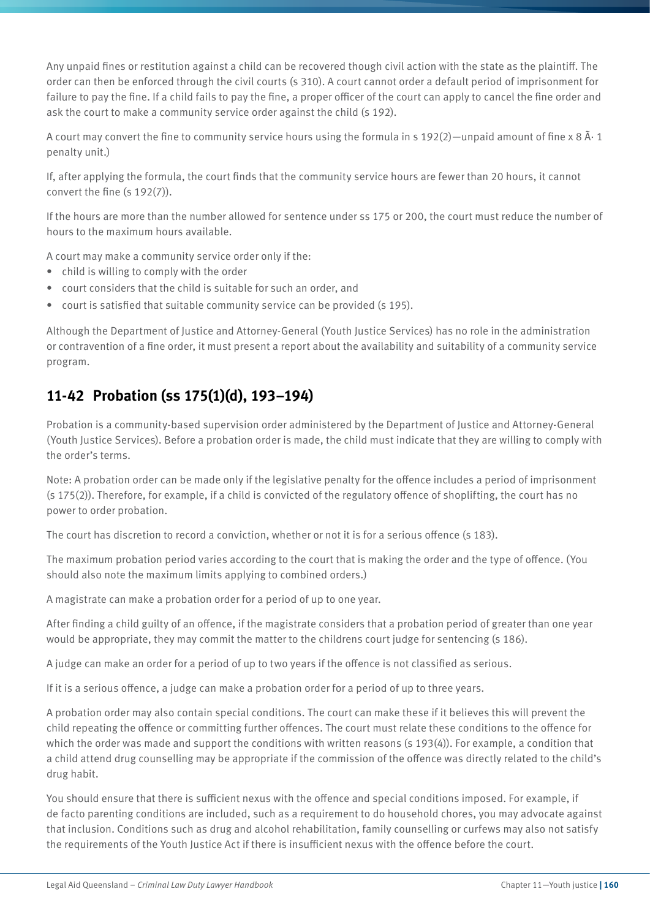Any unpaid fines or restitution against a child can be recovered though civil action with the state as the plaintiff. The order can then be enforced through the civil courts (s 310). A court cannot order a default period of imprisonment for failure to pay the fine. If a child fails to pay the fine, a proper officer of the court can apply to cancel the fine order and ask the court to make a community service order against the child (s 192).

A court may convert the fine to community service hours using the formula in s 192(2)—unpaid amount of fine x 8 Ã· 1 penalty unit.)

If, after applying the formula, the court finds that the community service hours are fewer than 20 hours, it cannot convert the fine (s 192(7)).

If the hours are more than the number allowed for sentence under ss 175 or 200, the court must reduce the number of hours to the maximum hours available.

A court may make a community service order only if the:

- child is willing to comply with the order
- court considers that the child is suitable for such an order, and
- court is satisfied that suitable community service can be provided (s 195).

Although the Department of Justice and Attorney-General (Youth Justice Services) has no role in the administration or contravention of a fine order, it must present a report about the availability and suitability of a community service program.

## 11-42 Probation (ss 175(1)(d), 193–194)

Probation is a community-based supervision order administered by the Department of Justice and Attorney-General (Youth Justice Services). Before a probation order is made, the child must indicate that they are willing to comply with the order's terms.

Note: A probation order can be made only if the legislative penalty for the offence includes a period of imprisonment (s 175(2)). Therefore, for example, if a child is convicted of the regulatory offence of shoplifting, the court has no power to order probation.

The court has discretion to record a conviction, whether or not it is for a serious offence (s 183).

The maximum probation period varies according to the court that is making the order and the type of offence. (You should also note the maximum limits applying to combined orders.)

A magistrate can make a probation order for a period of up to one year.

After finding a child guilty of an offence, if the magistrate considers that a probation period of greater than one year would be appropriate, they may commit the matter to the childrens court judge for sentencing (s 186).

A judge can make an order for a period of up to two years if the offence is not classified as serious.

If it is a serious offence, a judge can make a probation order for a period of up to three years.

A probation order may also contain special conditions. The court can make these if it believes this will prevent the child repeating the offence or committing further offences. The court must relate these conditions to the offence for which the order was made and support the conditions with written reasons (s 193(4)). For example, a condition that a child attend drug counselling may be appropriate if the commission of the offence was directly related to the child's drug habit.

You should ensure that there is sufficient nexus with the offence and special conditions imposed. For example, if de facto parenting conditions are included, such as a requirement to do household chores, you may advocate against that inclusion. Conditions such as drug and alcohol rehabilitation, family counselling or curfews may also not satisfy the requirements of the Youth Justice Act if there is insufficient nexus with the offence before the court.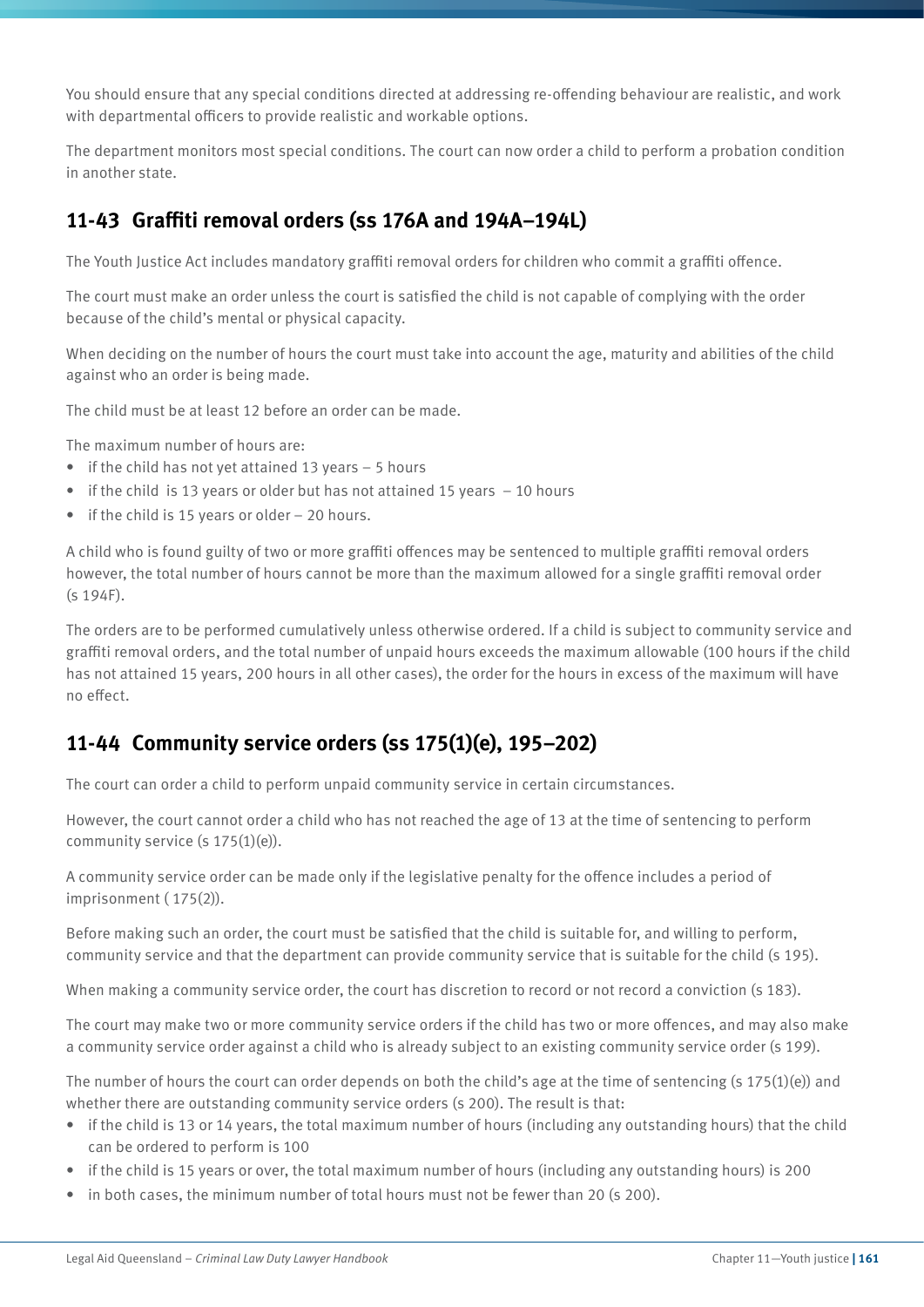You should ensure that any special conditions directed at addressing re-offending behaviour are realistic, and work with departmental officers to provide realistic and workable options.

The department monitors most special conditions. The court can now order a child to perform a probation condition in another state.

## 11-43 Graffiti removal orders (ss 176A and 194A–194L)

The Youth Justice Act includes mandatory graffiti removal orders for children who commit a graffiti offence.

The court must make an order unless the court is satisfied the child is not capable of complying with the order because of the child's mental or physical capacity.

When deciding on the number of hours the court must take into account the age, maturity and abilities of the child against who an order is being made.

The child must be at least 12 before an order can be made.

The maximum number of hours are:

- if the child has not yet attained 13 years – 5 hours
- if the child is 13 years or older but has not attained 15 years – 10 hours
- if the child is 15 years or older – 20 hours.

A child who is found guilty of two or more graffiti offences may be sentenced to multiple graffiti removal orders however, the total number of hours cannot be more than the maximum allowed for a single graffiti removal order (s 194F).

The orders are to be performed cumulatively unless otherwise ordered. If a child is subject to community service and graffiti removal orders, and the total number of unpaid hours exceeds the maximum allowable (100 hours if the child has not attained 15 years, 200 hours in all other cases), the order for the hours in excess of the maximum will have no effect.

## 11-44 Community service orders (ss 175(1)(e), 195–202)

The court can order a child to perform unpaid community service in certain circumstances.

However, the court cannot order a child who has not reached the age of 13 at the time of sentencing to perform community service (s 175(1)(e)).

A community service order can be made only if the legislative penalty for the offence includes a period of imprisonment ( 175(2)).

Before making such an order, the court must be satisfied that the child is suitable for, and willing to perform, community service and that the department can provide community service that is suitable for the child (s 195).

When making a community service order, the court has discretion to record or not record a conviction (s 183).

The court may make two or more community service orders if the child has two or more offences, and may also make a community service order against a child who is already subject to an existing community service order (s 199).

The number of hours the court can order depends on both the child's age at the time of sentencing (s 175(1)(e)) and whether there are outstanding community service orders (s 200). The result is that:

- if the child is 13 or 14 years, the total maximum number of hours (including any outstanding hours) that the child can be ordered to perform is 100
- if the child is 15 years or over, the total maximum number of hours (including any outstanding hours) is 200
- in both cases, the minimum number of total hours must not be fewer than 20 (s 200).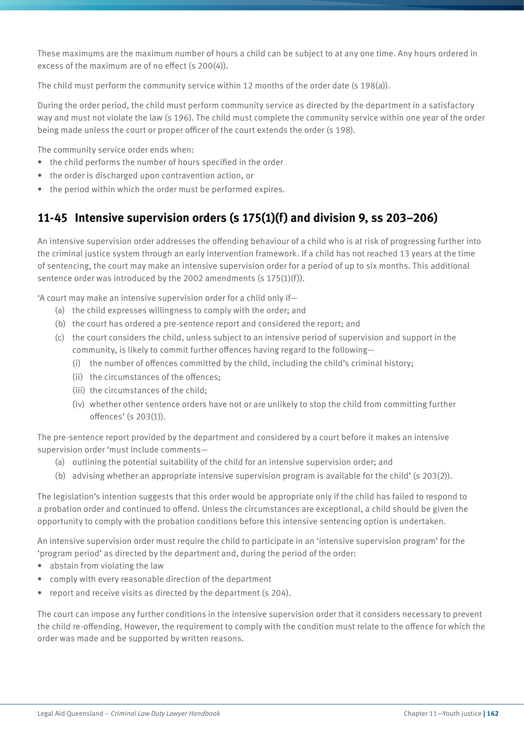These maximums are the maximum number of hours a child can be subject to at any one time. Any hours ordered in excess of the maximum are of no effect (s 200(4)).

The child must perform the community service within 12 months of the order date (s 198(a)).

During the order period, the child must perform community service as directed by the department in a satisfactory way and must not violate the law (s 196). The child must complete the community service within one year of the order being made unless the court or proper officer of the court extends the order (s 198).

The community service order ends when:

- the child performs the number of hours specified in the order
- the order is discharged upon contravention action, or
- the period within which the order must be performed expires.

## 11-45 Intensive supervision orders (s 175(1)(f) and division 9, ss 203–206)

An intensive supervision order addresses the offending behaviour of a child who is at risk of progressing further into the criminal justice system through an early intervention framework. If a child has not reached 13 years at the time of sentencing, the court may make an intensive supervision order for a period of up to six months. This additional sentence order was introduced by the 2002 amendments (s 175(1)(f)).

'A court may make an intensive supervision order for a child only if—

- (a) the child expresses willingness to comply with the order; and
- (b) the court has ordered a pre-sentence report and considered the report; and
- (c) the court considers the child, unless subject to an intensive period of supervision and support in the community, is likely to commit further offences having regard to the following—
  - (i) the number of offences committed by the child, including the child's criminal history;
  - (ii) the circumstances of the offences;
  - (iii) the circumstances of the child;
  - (iv) whether other sentence orders have not or are unlikely to stop the child from committing further offences' (s 203(1)).

The pre-sentence report provided by the department and considered by a court before it makes an intensive supervision order 'must include comments—

- (a) outlining the potential suitability of the child for an intensive supervision order; and
- (b) advising whether an appropriate intensive supervision program is available for the child' (s 203(2)).

The legislation's intention suggests that this order would be appropriate only if the child has failed to respond to a probation order and continued to offend. Unless the circumstances are exceptional, a child should be given the opportunity to comply with the probation conditions before this intensive sentencing option is undertaken.

An intensive supervision order must require the child to participate in an 'intensive supervision program' for the 'program period' as directed by the department and, during the period of the order:

- abstain from violating the law
- comply with every reasonable direction of the department
- report and receive visits as directed by the department (s 204).

The court can impose any further conditions in the intensive supervision order that it considers necessary to prevent the child re-offending. However, the requirement to comply with the condition must relate to the offence for which the order was made and be supported by written reasons.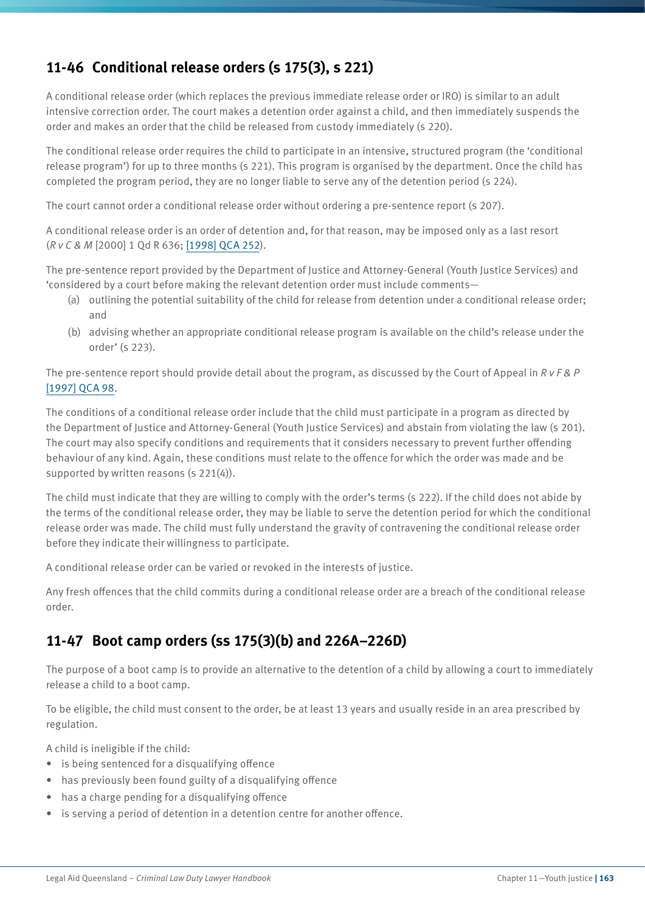## 11-46 Conditional release orders (s 175(3), s 221)

A conditional release order (which replaces the previous immediate release order or IRO) is similar to an adult intensive correction order. The court makes a detention order against a child, and then immediately suspends the order and makes an order that the child be released from custody immediately (s 220).

The conditional release order requires the child to participate in an intensive, structured program (the 'conditional release program') for up to three months (s 221). This program is organised by the department. Once the child has completed the program period, they are no longer liable to serve any of the detention period (s 224).

The court cannot order a conditional release order without ordering a pre-sentence report (s 207).

A conditional release order is an order of detention and, for that reason, may be imposed only as a last resort (*R v C & M* [2000] 1 Qd R 636; [1998] QCA 252).

The pre-sentence report provided by the Department of Justice and Attorney-General (Youth Justice Services) and 'considered by a court before making the relevant detention order must include comments—

(a) outlining the potential suitability of the child for release from detention under a conditional release order; and

(b) advising whether an appropriate conditional release program is available on the child's release under the order' (s 223).

The pre-sentence report should provide detail about the program, as discussed by the Court of Appeal in *R v F & P* [1997] QCA 98.

The conditions of a conditional release order include that the child must participate in a program as directed by the Department of Justice and Attorney-General (Youth Justice Services) and abstain from violating the law (s 201). The court may also specify conditions and requirements that it considers necessary to prevent further offending behaviour of any kind. Again, these conditions must relate to the offence for which the order was made and be supported by written reasons (s 221(4)).

The child must indicate that they are willing to comply with the order's terms (s 222). If the child does not abide by the terms of the conditional release order, they may be liable to serve the detention period for which the conditional release order was made. The child must fully understand the gravity of contravening the conditional release order before they indicate their willingness to participate.

A conditional release order can be varied or revoked in the interests of justice.

Any fresh offences that the child commits during a conditional release order are a breach of the conditional release order.

## 11-47 Boot camp orders (ss 175(3)(b) and 226A–226D)

The purpose of a boot camp is to provide an alternative to the detention of a child by allowing a court to immediately release a child to a boot camp.

To be eligible, the child must consent to the order, be at least 13 years and usually reside in an area prescribed by regulation.

A child is ineligible if the child:

- is being sentenced for a disqualifying offence
- has previously been found guilty of a disqualifying offence
- has a charge pending for a disqualifying offence
- is serving a period of detention in a detention centre for another offence.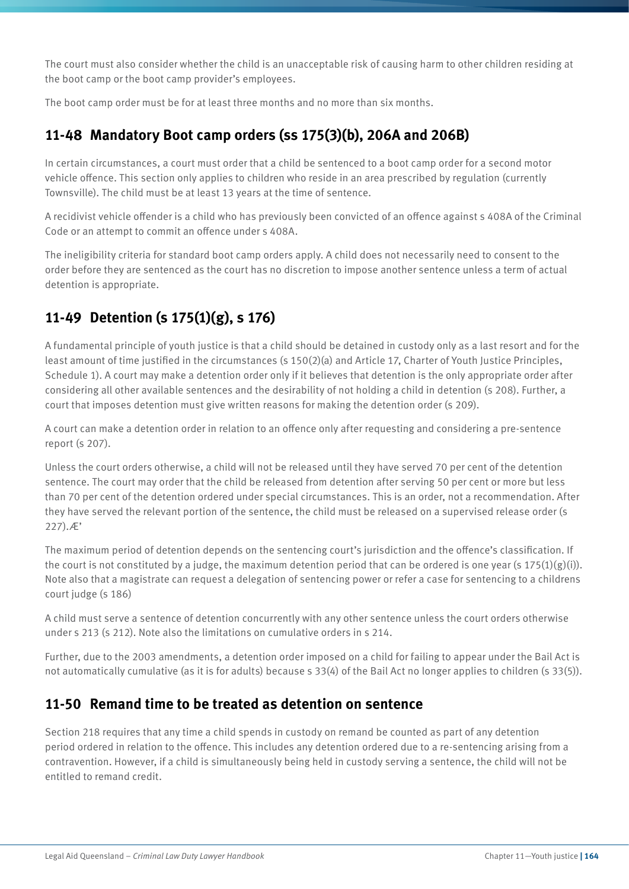The court must also consider whether the child is an unacceptable risk of causing harm to other children residing at the boot camp or the boot camp provider's employees.

The boot camp order must be for at least three months and no more than six months.

## 11-48 Mandatory Boot camp orders (ss 175(3)(b), 206A and 206B)

In certain circumstances, a court must order that a child be sentenced to a boot camp order for a second motor vehicle offence. This section only applies to children who reside in an area prescribed by regulation (currently Townsville). The child must be at least 13 years at the time of sentence.

A recidivist vehicle offender is a child who has previously been convicted of an offence against s 408A of the Criminal Code or an attempt to commit an offence under s 408A.

The ineligibility criteria for standard boot camp orders apply. A child does not necessarily need to consent to the order before they are sentenced as the court has no discretion to impose another sentence unless a term of actual detention is appropriate.

## 11-49 Detention (s 175(1)(g), s 176)

A fundamental principle of youth justice is that a child should be detained in custody only as a last resort and for the least amount of time justified in the circumstances (s 150(2)(a) and Article 17, Charter of Youth Justice Principles, Schedule 1). A court may make a detention order only if it believes that detention is the only appropriate order after considering all other available sentences and the desirability of not holding a child in detention (s 208). Further, a court that imposes detention must give written reasons for making the detention order (s 209).

A court can make a detention order in relation to an offence only after requesting and considering a pre-sentence report (s 207).

Unless the court orders otherwise, a child will not be released until they have served 70 per cent of the detention sentence. The court may order that the child be released from detention after serving 50 per cent or more but less than 70 per cent of the detention ordered under special circumstances. This is an order, not a recommendation. After they have served the relevant portion of the sentence, the child must be released on a supervised release order (s 227).Æ'

The maximum period of detention depends on the sentencing court's jurisdiction and the offence's classification. If the court is not constituted by a judge, the maximum detention period that can be ordered is one year (s 175(1)(g)(i)). Note also that a magistrate can request a delegation of sentencing power or refer a case for sentencing to a childrens court judge (s 186)

A child must serve a sentence of detention concurrently with any other sentence unless the court orders otherwise under s 213 (s 212). Note also the limitations on cumulative orders in s 214.

Further, due to the 2003 amendments, a detention order imposed on a child for failing to appear under the Bail Act is not automatically cumulative (as it is for adults) because s 33(4) of the Bail Act no longer applies to children (s 33(5)).

## 11-50 Remand time to be treated as detention on sentence

Section 218 requires that any time a child spends in custody on remand be counted as part of any detention period ordered in relation to the offence. This includes any detention ordered due to a re-sentencing arising from a contravention. However, if a child is simultaneously being held in custody serving a sentence, the child will not be entitled to remand credit.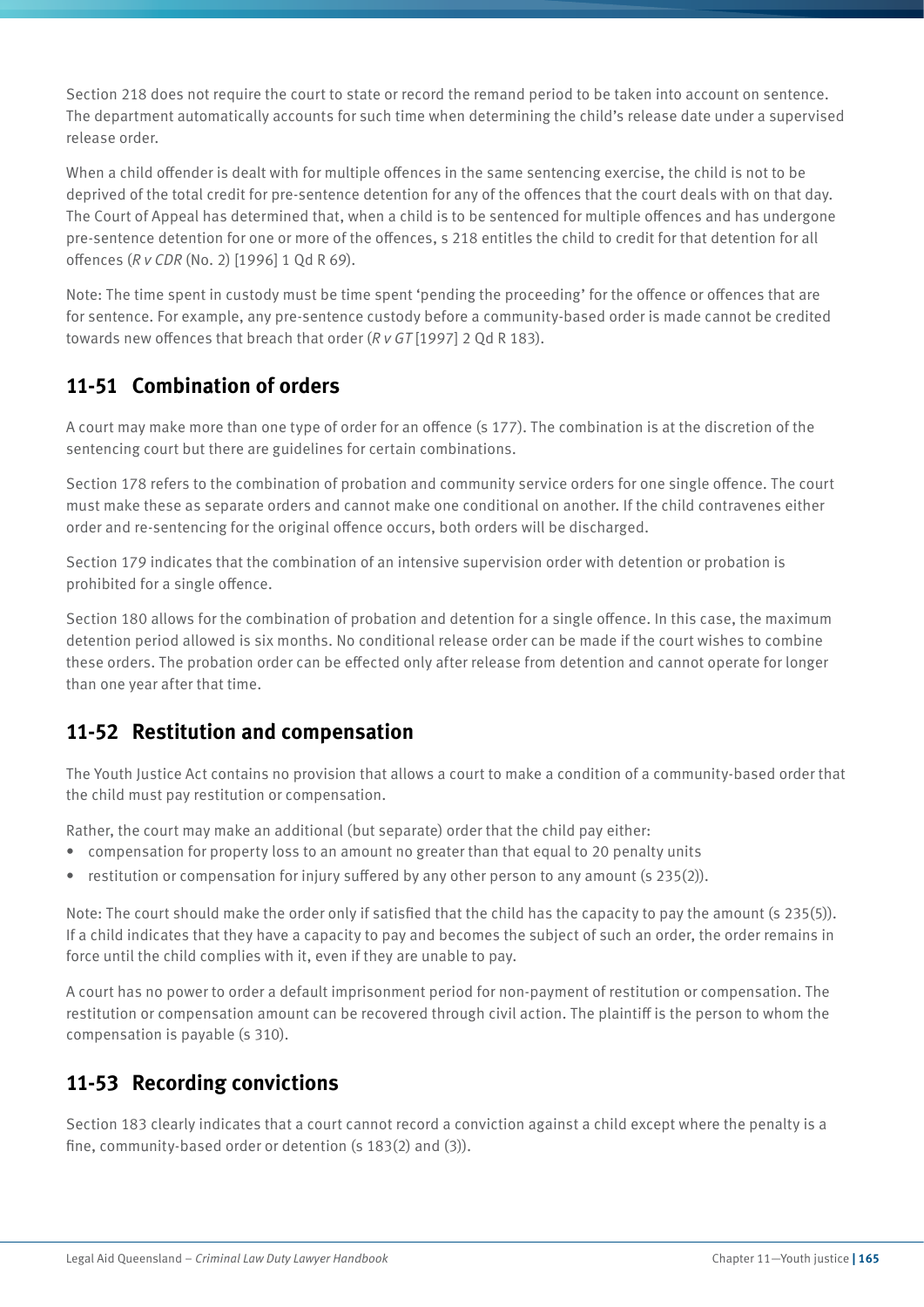Section 218 does not require the court to state or record the remand period to be taken into account on sentence. The department automatically accounts for such time when determining the child's release date under a supervised release order.

When a child offender is dealt with for multiple offences in the same sentencing exercise, the child is not to be deprived of the total credit for pre-sentence detention for any of the offences that the court deals with on that day. The Court of Appeal has determined that, when a child is to be sentenced for multiple offences and has undergone pre-sentence detention for one or more of the offences, s 218 entitles the child to credit for that detention for all offences (*R v CDR* (No. 2) [1996] 1 Qd R 69).

Note: The time spent in custody must be time spent 'pending the proceeding' for the offence or offences that are for sentence. For example, any pre-sentence custody before a community-based order is made cannot be credited towards new offences that breach that order (*R v GT* [1997] 2 Qd R 183).

## 11-51 Combination of orders

A court may make more than one type of order for an offence (s 177). The combination is at the discretion of the sentencing court but there are guidelines for certain combinations.

Section 178 refers to the combination of probation and community service orders for one single offence. The court must make these as separate orders and cannot make one conditional on another. If the child contravenes either order and re-sentencing for the original offence occurs, both orders will be discharged.

Section 179 indicates that the combination of an intensive supervision order with detention or probation is prohibited for a single offence.

Section 180 allows for the combination of probation and detention for a single offence. In this case, the maximum detention period allowed is six months. No conditional release order can be made if the court wishes to combine these orders. The probation order can be effected only after release from detention and cannot operate for longer than one year after that time.

## 11-52 Restitution and compensation

The Youth Justice Act contains no provision that allows a court to make a condition of a community-based order that the child must pay restitution or compensation.

Rather, the court may make an additional (but separate) order that the child pay either:

- compensation for property loss to an amount no greater than that equal to 20 penalty units
- restitution or compensation for injury suffered by any other person to any amount (s 235(2)).

Note: The court should make the order only if satisfied that the child has the capacity to pay the amount (s 235(5)). If a child indicates that they have a capacity to pay and becomes the subject of such an order, the order remains in force until the child complies with it, even if they are unable to pay.

A court has no power to order a default imprisonment period for non-payment of restitution or compensation. The restitution or compensation amount can be recovered through civil action. The plaintiff is the person to whom the compensation is payable (s 310).

## 11-53 Recording convictions

Section 183 clearly indicates that a court cannot record a conviction against a child except where the penalty is a fine, community-based order or detention (s 183(2) and (3)).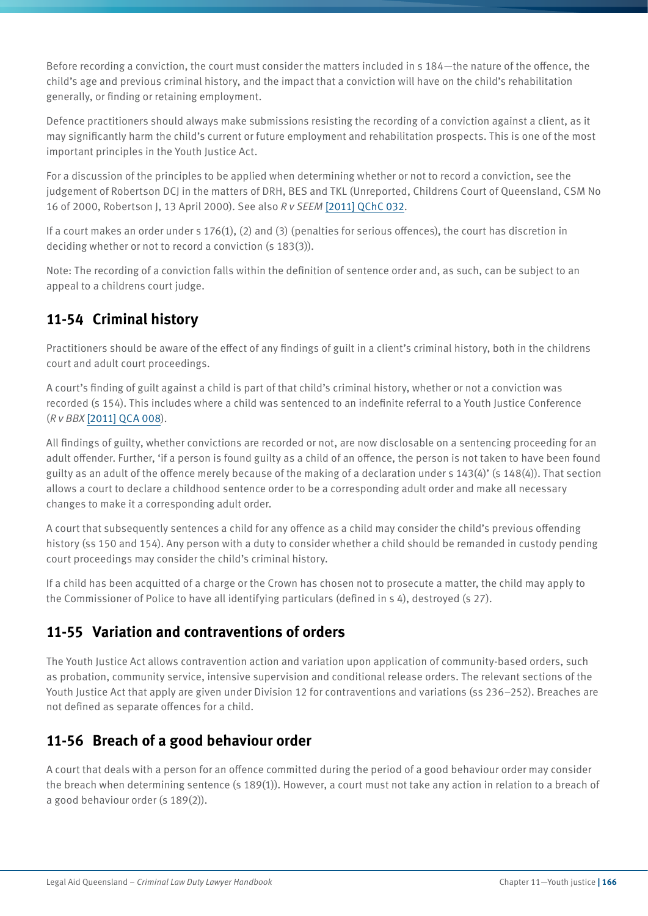Before recording a conviction, the court must consider the matters included in s 184—the nature of the offence, the child's age and previous criminal history, and the impact that a conviction will have on the child's rehabilitation generally, or finding or retaining employment.

Defence practitioners should always make submissions resisting the recording of a conviction against a client, as it may significantly harm the child's current or future employment and rehabilitation prospects. This is one of the most important principles in the Youth Justice Act.

For a discussion of the principles to be applied when determining whether or not to record a conviction, see the judgement of Robertson DCJ in the matters of DRH, BES and TKL (Unreported, Childrens Court of Queensland, CSM No 16 of 2000, Robertson J, 13 April 2000). See also *R v SEEM* [2011] QChC 032.

If a court makes an order under s 176(1), (2) and (3) (penalties for serious offences), the court has discretion in deciding whether or not to record a conviction (s 183(3)).

Note: The recording of a conviction falls within the definition of sentence order and, as such, can be subject to an appeal to a childrens court judge.

## 11-54 Criminal history

Practitioners should be aware of the effect of any findings of guilt in a client's criminal history, both in the childrens court and adult court proceedings.

A court's finding of guilt against a child is part of that child's criminal history, whether or not a conviction was recorded (s 154). This includes where a child was sentenced to an indefinite referral to a Youth Justice Conference (*R v BBX* [2011] QCA 008).

All findings of guilty, whether convictions are recorded or not, are now disclosable on a sentencing proceeding for an adult offender. Further, 'if a person is found guilty as a child of an offence, the person is not taken to have been found guilty as an adult of the offence merely because of the making of a declaration under s 143(4)' (s 148(4)). That section allows a court to declare a childhood sentence order to be a corresponding adult order and make all necessary changes to make it a corresponding adult order.

A court that subsequently sentences a child for any offence as a child may consider the child's previous offending history (ss 150 and 154). Any person with a duty to consider whether a child should be remanded in custody pending court proceedings may consider the child's criminal history.

If a child has been acquitted of a charge or the Crown has chosen not to prosecute a matter, the child may apply to the Commissioner of Police to have all identifying particulars (defined in s 4), destroyed (s 27).

## 11-55 Variation and contraventions of orders

The Youth Justice Act allows contravention action and variation upon application of community-based orders, such as probation, community service, intensive supervision and conditional release orders. The relevant sections of the Youth Justice Act that apply are given under Division 12 for contraventions and variations (ss 236–252). Breaches are not defined as separate offences for a child.

## 11-56 Breach of a good behaviour order

A court that deals with a person for an offence committed during the period of a good behaviour order may consider the breach when determining sentence (s 189(1)). However, a court must not take any action in relation to a breach of a good behaviour order (s 189(2)).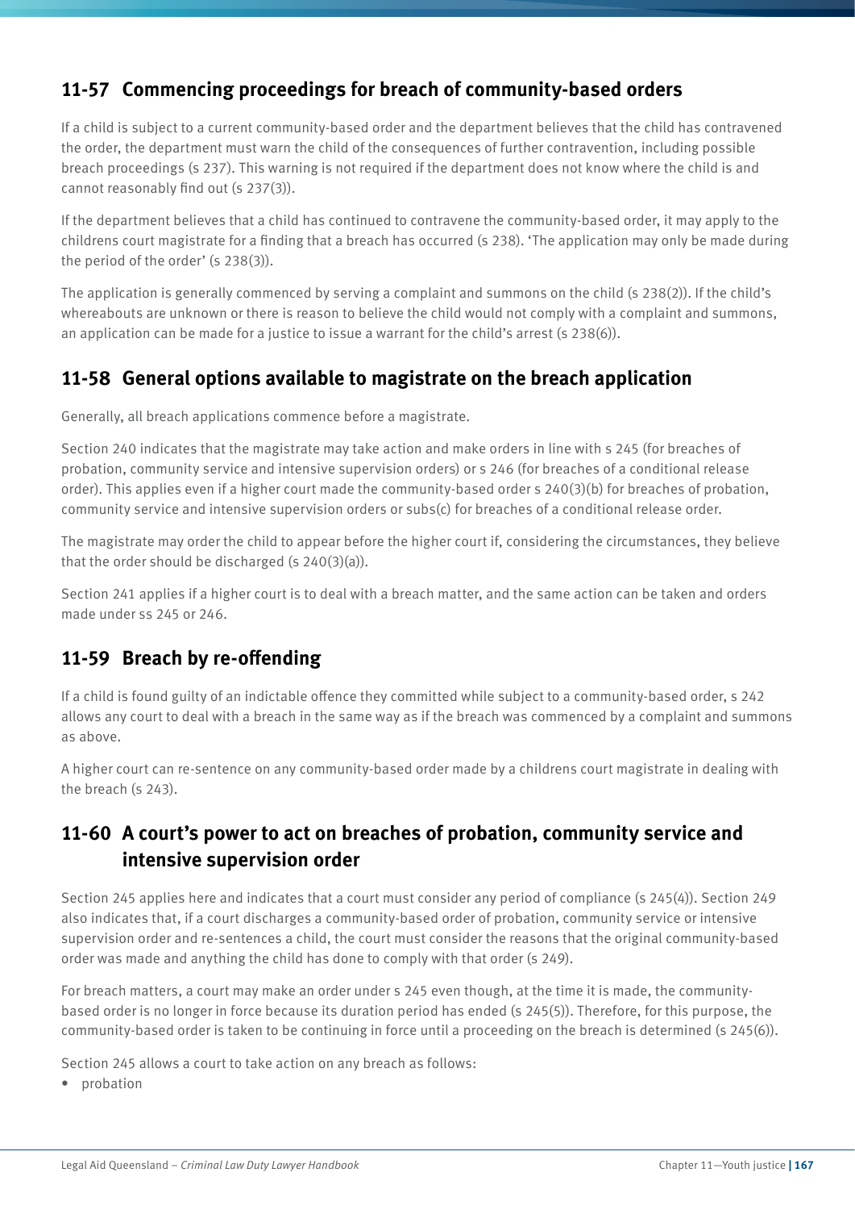## 11-57 Commencing proceedings for breach of community-based orders

If a child is subject to a current community-based order and the department believes that the child has contravened the order, the department must warn the child of the consequences of further contravention, including possible breach proceedings (s 237). This warning is not required if the department does not know where the child is and cannot reasonably find out (s 237(3)).

If the department believes that a child has continued to contravene the community-based order, it may apply to the childrens court magistrate for a finding that a breach has occurred (s 238). 'The application may only be made during the period of the order' (s 238(3)).

The application is generally commenced by serving a complaint and summons on the child (s 238(2)). If the child's whereabouts are unknown or there is reason to believe the child would not comply with a complaint and summons, an application can be made for a justice to issue a warrant for the child's arrest (s 238(6)).

## 11-58 General options available to magistrate on the breach application

Generally, all breach applications commence before a magistrate.

Section 240 indicates that the magistrate may take action and make orders in line with s 245 (for breaches of probation, community service and intensive supervision orders) or s 246 (for breaches of a conditional release order). This applies even if a higher court made the community-based order s 240(3)(b) for breaches of probation, community service and intensive supervision orders or subs(c) for breaches of a conditional release order.

The magistrate may order the child to appear before the higher court if, considering the circumstances, they believe that the order should be discharged (s 240(3)(a)).

Section 241 applies if a higher court is to deal with a breach matter, and the same action can be taken and orders made under ss 245 or 246.

## 11-59 Breach by re-offending

If a child is found guilty of an indictable offence they committed while subject to a community-based order, s 242 allows any court to deal with a breach in the same way as if the breach was commenced by a complaint and summons as above.

A higher court can re-sentence on any community-based order made by a childrens court magistrate in dealing with the breach (s 243).

## 11-60 A court's power to act on breaches of probation, community service and intensive supervision order

Section 245 applies here and indicates that a court must consider any period of compliance (s 245(4)). Section 249 also indicates that, if a court discharges a community-based order of probation, community service or intensive supervision order and re-sentences a child, the court must consider the reasons that the original community-based order was made and anything the child has done to comply with that order (s 249).

For breach matters, a court may make an order under s 245 even though, at the time it is made, the community-based order is no longer in force because its duration period has ended (s 245(5)). Therefore, for this purpose, the community-based order is taken to be continuing in force until a proceeding on the breach is determined (s 245(6)).

Section 245 allows a court to take action on any breach as follows:

- probation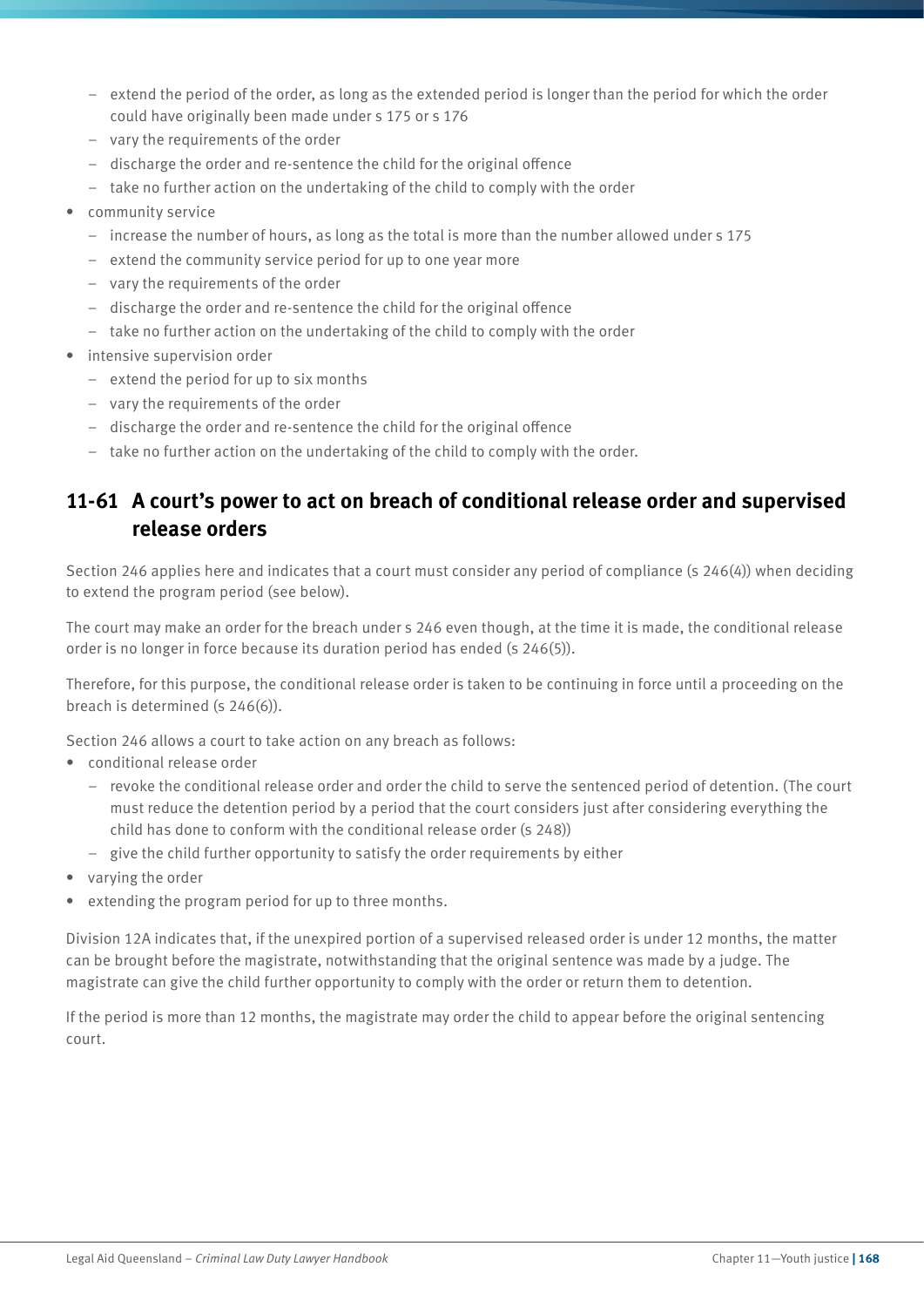- extend the period of the order, as long as the extended period is longer than the period for which the order could have originally been made under s 175 or s 176
  - vary the requirements of the order
  - discharge the order and re-sentence the child for the original offence
  - take no further action on the undertaking of the child to comply with the order
- community service
  - increase the number of hours, as long as the total is more than the number allowed under s 175
  - extend the community service period for up to one year more
  - vary the requirements of the order
  - discharge the order and re-sentence the child for the original offence
  - take no further action on the undertaking of the child to comply with the order
- intensive supervision order
  - extend the period for up to six months
  - vary the requirements of the order
  - discharge the order and re-sentence the child for the original offence
  - take no further action on the undertaking of the child to comply with the order.

## 11-61 A court's power to act on breach of conditional release order and supervised release orders

Section 246 applies here and indicates that a court must consider any period of compliance (s 246(4)) when deciding to extend the program period (see below).

The court may make an order for the breach under s 246 even though, at the time it is made, the conditional release order is no longer in force because its duration period has ended (s 246(5)).

Therefore, for this purpose, the conditional release order is taken to be continuing in force until a proceeding on the breach is determined (s 246(6)).

Section 246 allows a court to take action on any breach as follows:

- conditional release order
  - revoke the conditional release order and order the child to serve the sentenced period of detention. (The court must reduce the detention period by a period that the court considers just after considering everything the child has done to conform with the conditional release order (s 248))
  - give the child further opportunity to satisfy the order requirements by either
- varying the order
- extending the program period for up to three months.

Division 12A indicates that, if the unexpired portion of a supervised released order is under 12 months, the matter can be brought before the magistrate, notwithstanding that the original sentence was made by a judge. The magistrate can give the child further opportunity to comply with the order or return them to detention.

If the period is more than 12 months, the magistrate may order the child to appear before the original sentencing court.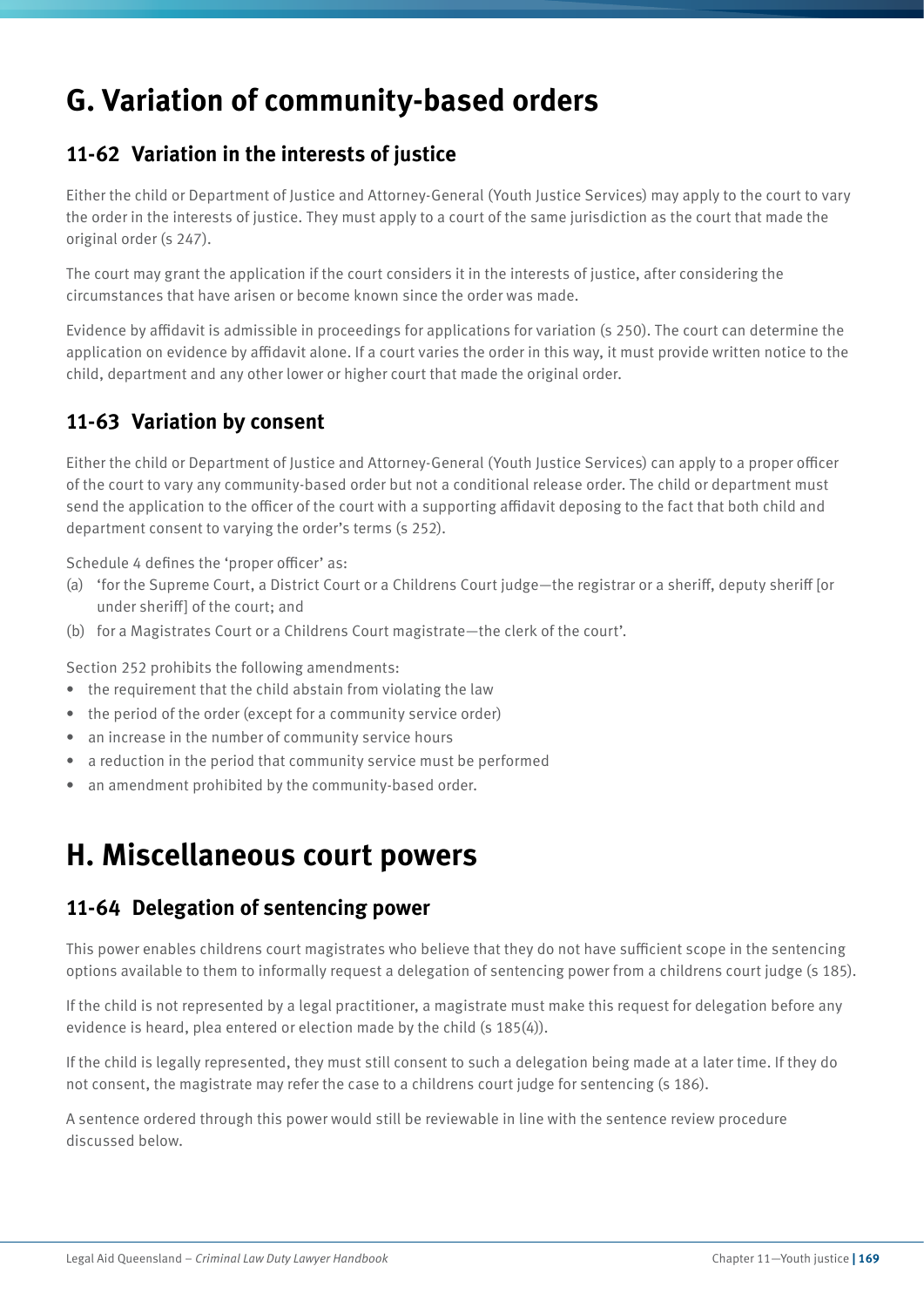# G. Variation of community-based orders

## 11-62 Variation in the interests of justice

Either the child or Department of Justice and Attorney-General (Youth Justice Services) may apply to the court to vary the order in the interests of justice. They must apply to a court of the same jurisdiction as the court that made the original order (s 247).

The court may grant the application if the court considers it in the interests of justice, after considering the circumstances that have arisen or become known since the order was made.

Evidence by affidavit is admissible in proceedings for applications for variation (s 250). The court can determine the application on evidence by affidavit alone. If a court varies the order in this way, it must provide written notice to the child, department and any other lower or higher court that made the original order.

## 11-63 Variation by consent

Either the child or Department of Justice and Attorney-General (Youth Justice Services) can apply to a proper officer of the court to vary any community-based order but not a conditional release order. The child or department must send the application to the officer of the court with a supporting affidavit deposing to the fact that both child and department consent to varying the order's terms (s 252).

Schedule 4 defines the 'proper officer' as:

(a) 'for the Supreme Court, a District Court or a Childrens Court judge—the registrar or a sheriff, deputy sheriff [or under sheriff] of the court; and
(b) for a Magistrates Court or a Childrens Court magistrate—the clerk of the court'.

Section 252 prohibits the following amendments:

- the requirement that the child abstain from violating the law
- the period of the order (except for a community service order)
- an increase in the number of community service hours
- a reduction in the period that community service must be performed
- an amendment prohibited by the community-based order.

# H. Miscellaneous court powers

## 11-64 Delegation of sentencing power

This power enables childrens court magistrates who believe that they do not have sufficient scope in the sentencing options available to them to informally request a delegation of sentencing power from a childrens court judge (s 185).

If the child is not represented by a legal practitioner, a magistrate must make this request for delegation before any evidence is heard, plea entered or election made by the child (s 185(4)).

If the child is legally represented, they must still consent to such a delegation being made at a later time. If they do not consent, the magistrate may refer the case to a childrens court judge for sentencing (s 186).

A sentence ordered through this power would still be reviewable in line with the sentence review procedure discussed below.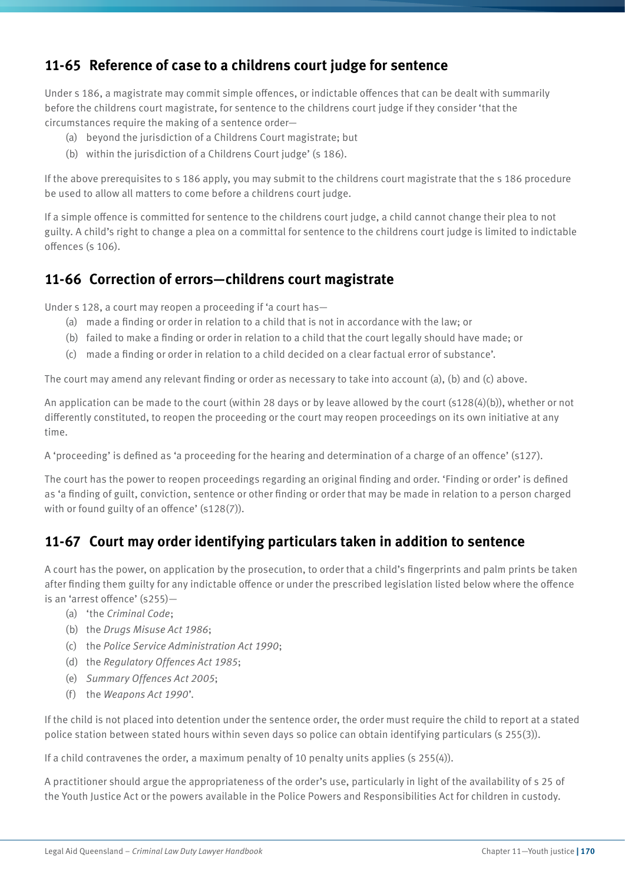## 11-65 Reference of case to a childrens court judge for sentence

Under s 186, a magistrate may commit simple offences, or indictable offences that can be dealt with summarily before the childrens court magistrate, for sentence to the childrens court judge if they consider 'that the circumstances require the making of a sentence order—

(a) beyond the jurisdiction of a Childrens Court magistrate; but
(b) within the jurisdiction of a Childrens Court judge' (s 186).

If the above prerequisites to s 186 apply, you may submit to the childrens court magistrate that the s 186 procedure be used to allow all matters to come before a childrens court judge.

If a simple offence is committed for sentence to the childrens court judge, a child cannot change their plea to not guilty. A child's right to change a plea on a committal for sentence to the childrens court judge is limited to indictable offences (s 106).

## 11-66 Correction of errors—childrens court magistrate

Under s 128, a court may reopen a proceeding if 'a court has—

(a) made a finding or order in relation to a child that is not in accordance with the law; or
(b) failed to make a finding or order in relation to a child that the court legally should have made; or
(c) made a finding or order in relation to a child decided on a clear factual error of substance'.

The court may amend any relevant finding or order as necessary to take into account (a), (b) and (c) above.

An application can be made to the court (within 28 days or by leave allowed by the court (s128(4)(b)), whether or not differently constituted, to reopen the proceeding or the court may reopen proceedings on its own initiative at any time.

A 'proceeding' is defined as 'a proceeding for the hearing and determination of a charge of an offence' (s127).

The court has the power to reopen proceedings regarding an original finding and order. 'Finding or order' is defined as 'a finding of guilt, conviction, sentence or other finding or order that may be made in relation to a person charged with or found guilty of an offence' (s128(7)).

## 11-67 Court may order identifying particulars taken in addition to sentence

A court has the power, on application by the prosecution, to order that a child's fingerprints and palm prints be taken after finding them guilty for any indictable offence or under the prescribed legislation listed below where the offence is an 'arrest offence' (s255)—

(a) 'the *Criminal Code*;
(b) the *Drugs Misuse Act 1986*;
(c) the *Police Service Administration Act 1990*;
(d) the *Regulatory Offences Act 1985*;
(e) *Summary Offences Act 2005*;
(f) the *Weapons Act 1990*'.

If the child is not placed into detention under the sentence order, the order must require the child to report at a stated police station between stated hours within seven days so police can obtain identifying particulars (s 255(3)).

If a child contravenes the order, a maximum penalty of 10 penalty units applies (s 255(4)).

A practitioner should argue the appropriateness of the order's use, particularly in light of the availability of s 25 of the Youth Justice Act or the powers available in the Police Powers and Responsibilities Act for children in custody.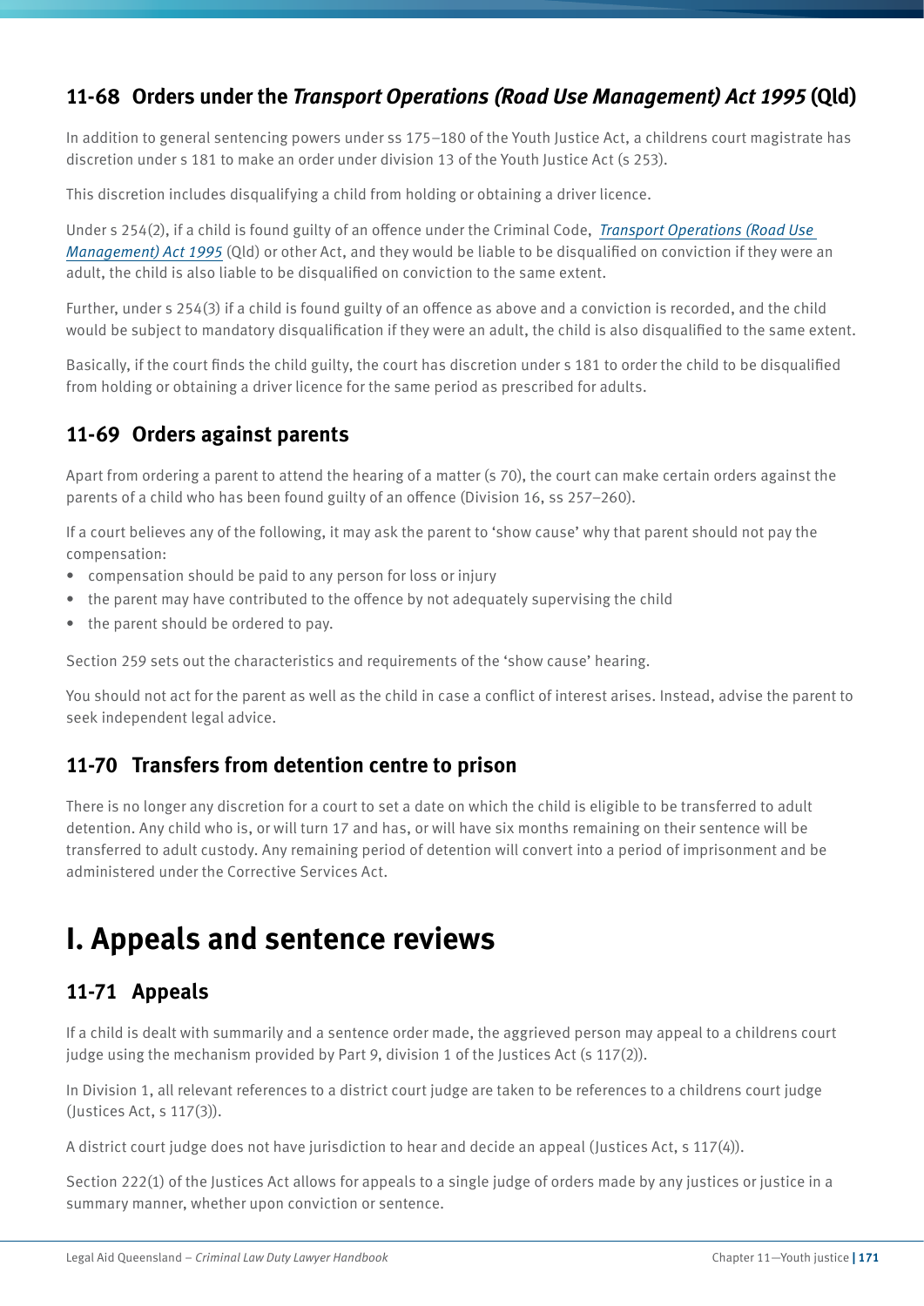### 11-68 Orders under the *Transport Operations (Road Use Management) Act 1995* (Qld)

In addition to general sentencing powers under ss 175–180 of the Youth Justice Act, a childrens court magistrate has discretion under s 181 to make an order under division 13 of the Youth Justice Act (s 253).

This discretion includes disqualifying a child from holding or obtaining a driver licence.

Under s 254(2), if a child is found guilty of an offence under the Criminal Code, *Transport Operations (Road Use Management) Act 1995* (Qld) or other Act, and they would be liable to be disqualified on conviction if they were an adult, the child is also liable to be disqualified on conviction to the same extent.

Further, under s 254(3) if a child is found guilty of an offence as above and a conviction is recorded, and the child would be subject to mandatory disqualification if they were an adult, the child is also disqualified to the same extent.

Basically, if the court finds the child guilty, the court has discretion under s 181 to order the child to be disqualified from holding or obtaining a driver licence for the same period as prescribed for adults.

### 11-69 Orders against parents

Apart from ordering a parent to attend the hearing of a matter (s 70), the court can make certain orders against the parents of a child who has been found guilty of an offence (Division 16, ss 257–260).

If a court believes any of the following, it may ask the parent to 'show cause' why that parent should not pay the compensation:

- compensation should be paid to any person for loss or injury
- the parent may have contributed to the offence by not adequately supervising the child
- the parent should be ordered to pay.

Section 259 sets out the characteristics and requirements of the 'show cause' hearing.

You should not act for the parent as well as the child in case a conflict of interest arises. Instead, advise the parent to seek independent legal advice.

### 11-70 Transfers from detention centre to prison

There is no longer any discretion for a court to set a date on which the child is eligible to be transferred to adult detention. Any child who is, or will turn 17 and has, or will have six months remaining on their sentence will be transferred to adult custody. Any remaining period of detention will convert into a period of imprisonment and be administered under the Corrective Services Act.

## I. Appeals and sentence reviews

### 11-71 Appeals

If a child is dealt with summarily and a sentence order made, the aggrieved person may appeal to a childrens court judge using the mechanism provided by Part 9, division 1 of the Justices Act (s 117(2)).

In Division 1, all relevant references to a district court judge are taken to be references to a childrens court judge (Justices Act, s 117(3)).

A district court judge does not have jurisdiction to hear and decide an appeal (Justices Act, s 117(4)).

Section 222(1) of the Justices Act allows for appeals to a single judge of orders made by any justices or justice in a summary manner, whether upon conviction or sentence.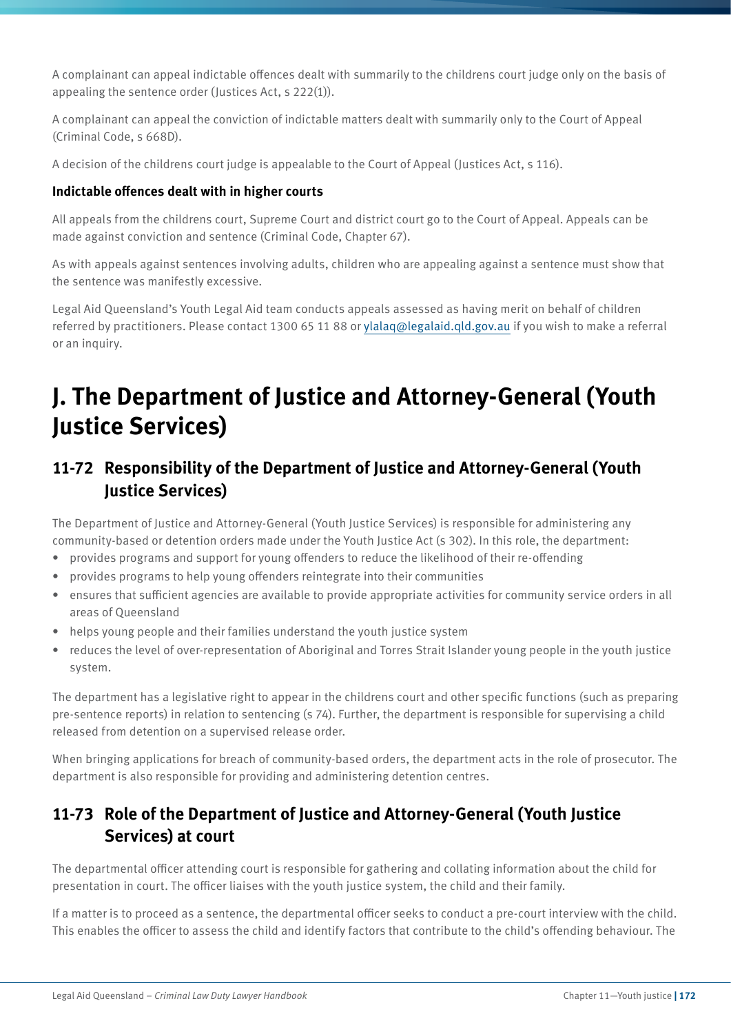A complainant can appeal indictable offences dealt with summarily to the childrens court judge only on the basis of appealing the sentence order (Justices Act, s 222(1)).

A complainant can appeal the conviction of indictable matters dealt with summarily only to the Court of Appeal (Criminal Code, s 668D).

A decision of the childrens court judge is appealable to the Court of Appeal (Justices Act, s 116).

**Indictable offences dealt with in higher courts**

All appeals from the childrens court, Supreme Court and district court go to the Court of Appeal. Appeals can be made against conviction and sentence (Criminal Code, Chapter 67).

As with appeals against sentences involving adults, children who are appealing against a sentence must show that the sentence was manifestly excessive.

Legal Aid Queensland's Youth Legal Aid team conducts appeals assessed as having merit on behalf of children referred by practitioners. Please contact 1300 65 11 88 or ylalaq@legalaid.qld.gov.au if you wish to make a referral or an inquiry.

# J. The Department of Justice and Attorney-General (Youth Justice Services)

## 11-72 Responsibility of the Department of Justice and Attorney-General (Youth Justice Services)

The Department of Justice and Attorney-General (Youth Justice Services) is responsible for administering any community-based or detention orders made under the Youth Justice Act (s 302). In this role, the department:

- provides programs and support for young offenders to reduce the likelihood of their re-offending
- provides programs to help young offenders reintegrate into their communities
- ensures that sufficient agencies are available to provide appropriate activities for community service orders in all areas of Queensland
- helps young people and their families understand the youth justice system
- reduces the level of over-representation of Aboriginal and Torres Strait Islander young people in the youth justice system.

The department has a legislative right to appear in the childrens court and other specific functions (such as preparing pre-sentence reports) in relation to sentencing (s 74). Further, the department is responsible for supervising a child released from detention on a supervised release order.

When bringing applications for breach of community-based orders, the department acts in the role of prosecutor. The department is also responsible for providing and administering detention centres.

## 11-73 Role of the Department of Justice and Attorney-General (Youth Justice Services) at court

The departmental officer attending court is responsible for gathering and collating information about the child for presentation in court. The officer liaises with the youth justice system, the child and their family.

If a matter is to proceed as a sentence, the departmental officer seeks to conduct a pre-court interview with the child. This enables the officer to assess the child and identify factors that contribute to the child's offending behaviour. The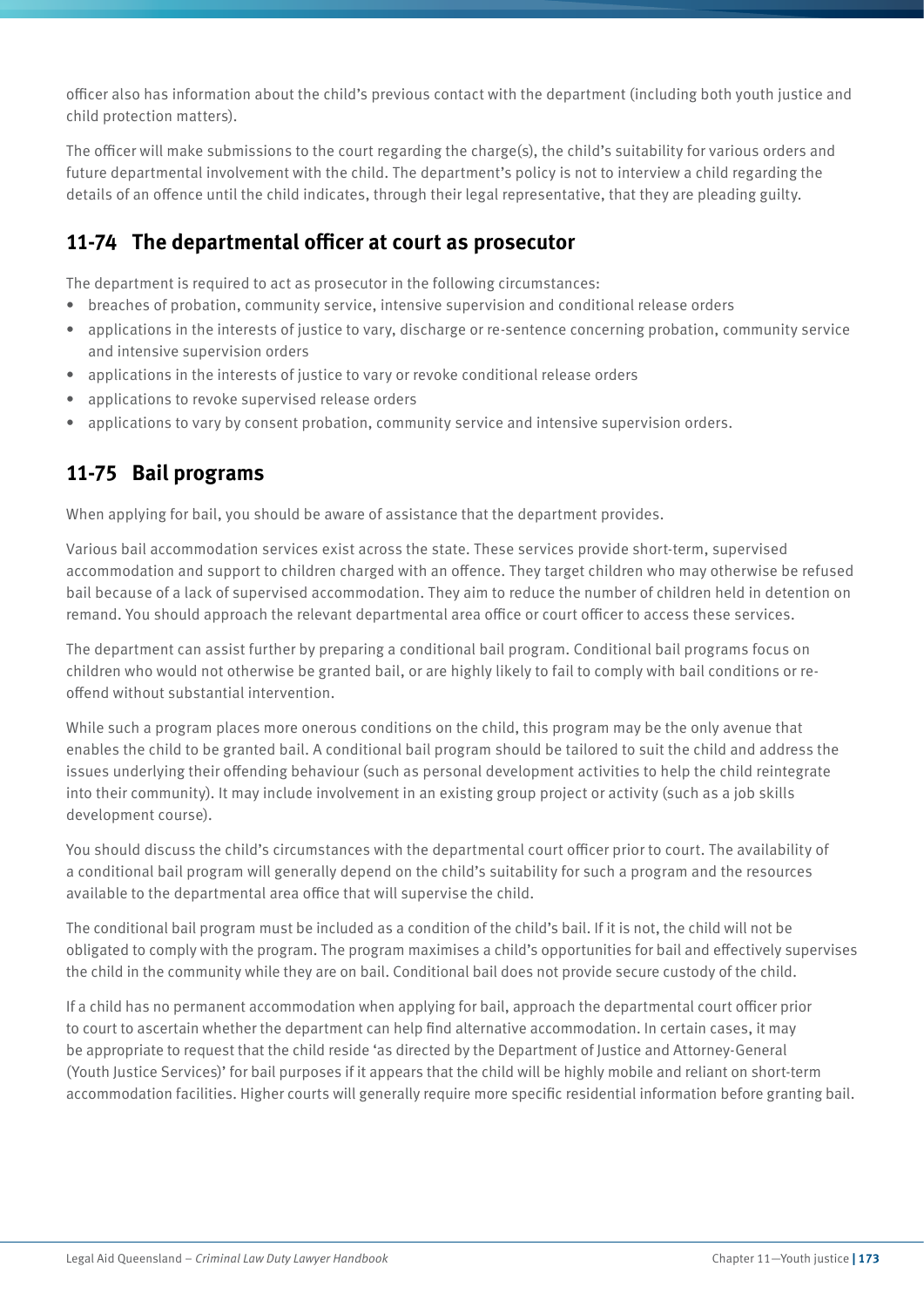officer also has information about the child's previous contact with the department (including both youth justice and child protection matters).

The officer will make submissions to the court regarding the charge(s), the child's suitability for various orders and future departmental involvement with the child. The department's policy is not to interview a child regarding the details of an offence until the child indicates, through their legal representative, that they are pleading guilty.

## 11-74 The departmental officer at court as prosecutor

The department is required to act as prosecutor in the following circumstances:

- breaches of probation, community service, intensive supervision and conditional release orders
- applications in the interests of justice to vary, discharge or re-sentence concerning probation, community service and intensive supervision orders
- applications in the interests of justice to vary or revoke conditional release orders
- applications to revoke supervised release orders
- applications to vary by consent probation, community service and intensive supervision orders.

## 11-75 Bail programs

When applying for bail, you should be aware of assistance that the department provides.

Various bail accommodation services exist across the state. These services provide short-term, supervised accommodation and support to children charged with an offence. They target children who may otherwise be refused bail because of a lack of supervised accommodation. They aim to reduce the number of children held in detention on remand. You should approach the relevant departmental area office or court officer to access these services.

The department can assist further by preparing a conditional bail program. Conditional bail programs focus on children who would not otherwise be granted bail, or are highly likely to fail to comply with bail conditions or re-offend without substantial intervention.

While such a program places more onerous conditions on the child, this program may be the only avenue that enables the child to be granted bail. A conditional bail program should be tailored to suit the child and address the issues underlying their offending behaviour (such as personal development activities to help the child reintegrate into their community). It may include involvement in an existing group project or activity (such as a job skills development course).

You should discuss the child's circumstances with the departmental court officer prior to court. The availability of a conditional bail program will generally depend on the child's suitability for such a program and the resources available to the departmental area office that will supervise the child.

The conditional bail program must be included as a condition of the child's bail. If it is not, the child will not be obligated to comply with the program. The program maximises a child's opportunities for bail and effectively supervises the child in the community while they are on bail. Conditional bail does not provide secure custody of the child.

If a child has no permanent accommodation when applying for bail, approach the departmental court officer prior to court to ascertain whether the department can help find alternative accommodation. In certain cases, it may be appropriate to request that the child reside 'as directed by the Department of Justice and Attorney-General (Youth Justice Services)' for bail purposes if it appears that the child will be highly mobile and reliant on short-term accommodation facilities. Higher courts will generally require more specific residential information before granting bail.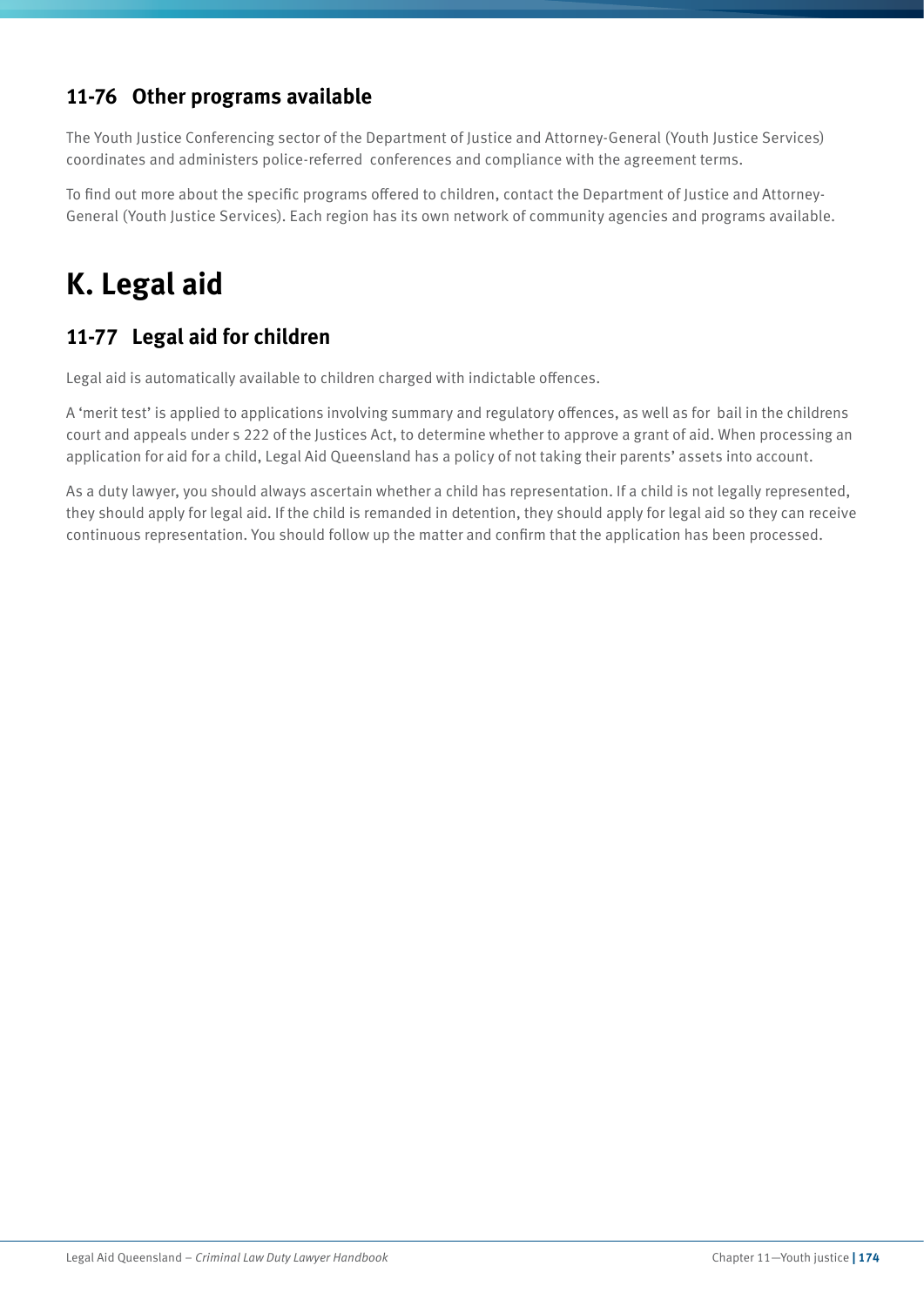### 11-76 Other programs available

The Youth Justice Conferencing sector of the Department of Justice and Attorney-General (Youth Justice Services) coordinates and administers police-referred conferences and compliance with the agreement terms.

To find out more about the specific programs offered to children, contact the Department of Justice and Attorney-General (Youth Justice Services). Each region has its own network of community agencies and programs available.

## K. Legal aid

### 11-77 Legal aid for children

Legal aid is automatically available to children charged with indictable offences.

A 'merit test' is applied to applications involving summary and regulatory offences, as well as for bail in the childrens court and appeals under s 222 of the Justices Act, to determine whether to approve a grant of aid. When processing an application for aid for a child, Legal Aid Queensland has a policy of not taking their parents' assets into account.

As a duty lawyer, you should always ascertain whether a child has representation. If a child is not legally represented, they should apply for legal aid. If the child is remanded in detention, they should apply for legal aid so they can receive continuous representation. You should follow up the matter and confirm that the application has been processed.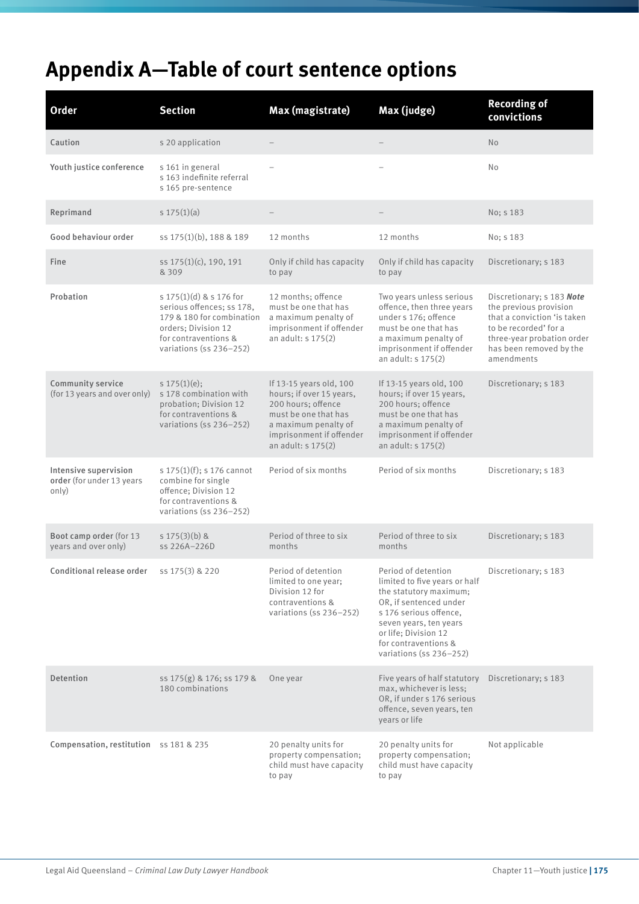# Appendix A—Table of court sentence options

| Order | Section | Max (magistrate) | Max (judge) | Recording of convictions |
|---|---|---|---|---|
| Caution | s 20 application | – | – | No |
| Youth justice conference | s 161 in general<br>s 163 indefinite referral<br>s 165 pre-sentence | – | – | No |
| Reprimand | s 175(1)(a) | – | – | No; s 183 |
| Good behaviour order | ss 175(1)(b), 188 & 189 | 12 months | 12 months | No; s 183 |
| Fine | ss 175(1)(c), 190, 191 & 309 | Only if child has capacity to pay | Only if child has capacity to pay | Discretionary; s 183 |
| Probation | s 175(1)(d) & s 176 for serious offences; ss 178, 179 & 180 for combination orders; Division 12 for contraventions & variations (ss 236–252) | 12 months; offence must be one that has a maximum penalty of imprisonment if offender an adult: s 175(2) | Two years unless serious offence, then three years under s 176; offence must be one that has a maximum penalty of imprisonment if offender an adult: s 175(2) | Discretionary; s 183 ***Note*** the previous provision that a conviction 'is taken to be recorded' for a three-year probation order has been removed by the amendments |
| Community service (for 13 years and over only) | s 175(1)(e); s 178 combination with probation; Division 12 for contraventions & variations (ss 236–252) | If 13-15 years old, 100 hours; if over 15 years, 200 hours; offence must be one that has a maximum penalty of imprisonment if offender an adult: s 175(2) | If 13-15 years old, 100 hours; if over 15 years, 200 hours; offence must be one that has a maximum penalty of imprisonment if offender an adult: s 175(2) | Discretionary; s 183 |
| Intensive supervision order (for under 13 years only) | s 175(1)(f); s 176 cannot combine for single offence; Division 12 for contraventions & variations (ss 236–252) | Period of six months | Period of six months | Discretionary; s 183 |
| Boot camp order (for 13 years and over only) | s 175(3)(b) & ss 226A–226D | Period of three to six months | Period of three to six months | Discretionary; s 183 |
| Conditional release order | ss 175(3) & 220 | Period of detention limited to one year; Division 12 for contraventions & variations (ss 236–252) | Period of detention limited to five years or half the statutory maximum; OR, if sentenced under s 176 serious offence, seven years, ten years or life; Division 12 for contraventions & variations (ss 236–252) | Discretionary; s 183 |
| Detention | ss 175(g) & 176; ss 179 & 180 combinations | One year | Five years of half statutory max, whichever is less; OR, if under s 176 serious offence, seven years, ten years or life | Discretionary; s 183 |
| Compensation, restitution | ss 181 & 235 | 20 penalty units for property compensation; child must have capacity to pay | 20 penalty units for property compensation; child must have capacity to pay | Not applicable |